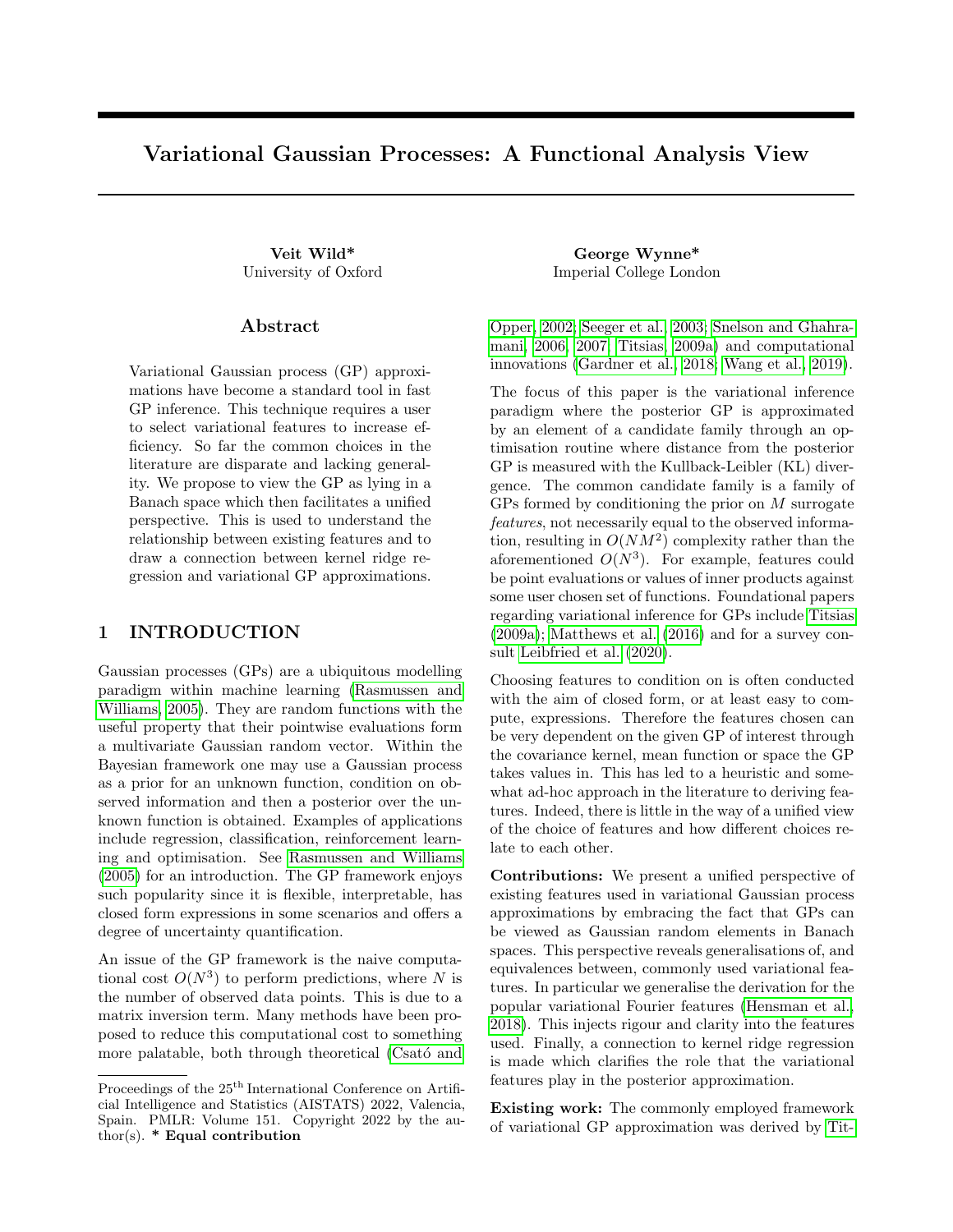# Variational Gaussian Processes: A Functional Analysis View

**Veit Wild*** 
University of Oxford

**George Wynne*** 
Imperial College London

## Abstract

Variational Gaussian process (GP) approximations have become a standard tool in fast GP inference. This technique requires a user to select variational features to increase efficiency. So far the common choices in the literature are disparate and lacking generality. We propose to view the GP as lying in a Banach space which then facilitates a unified perspective. This is used to understand the relationship between existing features and to draw a connection between kernel ridge regression and variational GP approximations.

## 1 INTRODUCTION

Gaussian processes (GPs) are a ubiquitous modelling paradigm within machine learning (Rasmussen and Williams, 2005). They are random functions with the useful property that their pointwise evaluations form a multivariate Gaussian random vector. Within the Bayesian framework one may use a Gaussian process as a prior for an unknown function, condition on observed information and then a posterior over the unknown function is obtained. Examples of applications include regression, classification, reinforcement learning and optimisation. See Rasmussen and Williams (2005) for an introduction. The GP framework enjoys such popularity since it is flexible, interpretable, has closed form expressions in some scenarios and offers a degree of uncertainty quantification.

An issue of the GP framework is the naive computational cost $O(N^3)$ to perform predictions, where $N$ is the number of observed data points. This is due to a matrix inversion term. Many methods have been proposed to reduce this computational cost to something more palatable, both through theoretical (Csató and Opper, 2002; Seeger et al., 2003; Snelson and Ghahramani, 2006, 2007; Titsias, 2009a) and computational innovations (Gardner et al., 2018; Wang et al., 2019).

The focus of this paper is the variational inference paradigm where the posterior GP is approximated by an element of a candidate family through an optimisation routine where distance from the posterior GP is measured with the Kullback-Leibler (KL) divergence. The common candidate family is a family of GPs formed by conditioning the prior on $M$ surrogate *features*, not necessarily equal to the observed information, resulting in $O(NM^2)$ complexity rather than the aforementioned $O(N^3)$. For example, features could be point evaluations or values of inner products against some user chosen set of functions. Foundational papers regarding variational inference for GPs include Titsias (2009a); Matthews et al. (2016) and for a survey consult Leibfried et al. (2020).

Choosing features to condition on is often conducted with the aim of closed form, or at least easy to compute, expressions. Therefore the features chosen can be very dependent on the given GP of interest through the covariance kernel, mean function or space the GP takes values in. This has led to a heuristic and somewhat ad-hoc approach in the literature to deriving features. Indeed, there is little in the way of a unified view of the choice of features and how different choices relate to each other.

**Contributions:** We present a unified perspective of existing features used in variational Gaussian process approximations by embracing the fact that GPs can be viewed as Gaussian random elements in Banach spaces. This perspective reveals generalisations of, and equivalences between, commonly used variational features. In particular we generalise the derivation for the popular variational Fourier features (Hensman et al., 2018). This injects rigour and clarity into the features used. Finally, a connection to kernel ridge regression is made which clarifies the role that the variational features play in the posterior approximation.

**Existing work:** The commonly employed framework of variational GP approximation was derived by Tit-

Proceedings of the 25[th] International Conference on Artificial Intelligence and Statistics (AISTATS) 2022, Valencia, Spain. PMLR: Volume 151. Copyright 2022 by the author(s). **\* Equal contribution**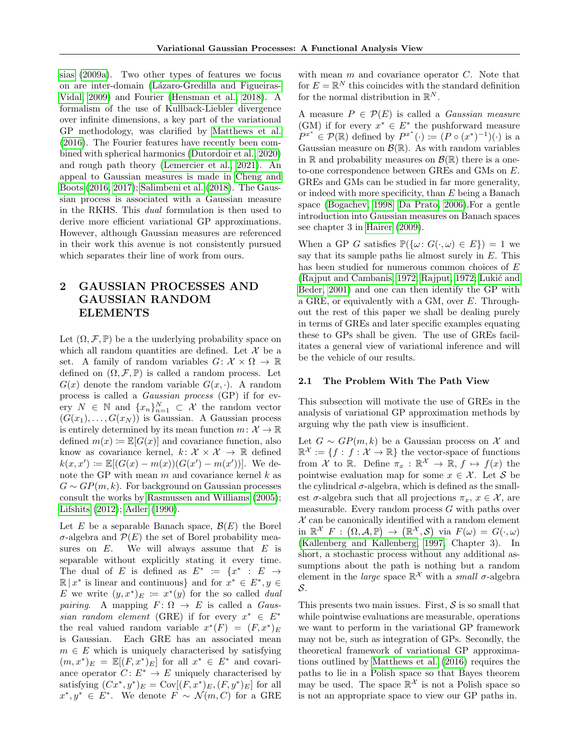sias (2009a). Two other types of features we focus on are inter-domain (Lázaro-Gredilla and Figueiras-Vidal, 2009) and Fourier (Hensman et al., 2018). A formalism of the use of Kullback-Liebler divergence over infinite dimensions, a key part of the variational GP methodology, was clarified by Matthews et al. (2016). The Fourier features have recently been combined with spherical harmonics (Dutordoir et al., 2020) and rough path theory (Lemercier et al., 2021). An appeal to Gaussian measures is made in Cheng and Boots (2016, 2017); Salimbeni et al. (2018). The Gaussian process is associated with a Gaussian measure in the RKHS. This *dual* formulation is then used to derive more efficient variational GP approximations. However, although Gaussian measures are referenced in their work this avenue is not consistently pursued which separates their line of work from ours.

## 2 GAUSSIAN PROCESSES AND GAUSSIAN RANDOM ELEMENTS

Let $(\Omega, \mathcal{F}, \mathbb{P})$ be a the underlying probability space on which all random quantities are defined. Let $\mathcal{X}$ be a set. A family of random variables $G\colon \mathcal{X} \times \Omega \to \mathbb{R}$ defined on $(\Omega, \mathcal{F}, \mathbb{P})$ is called a random process. Let $G(x)$ denote the random variable $G(x, \cdot)$. A random process is called a *Gaussian process* (GP) if for every $N \in \mathbb{N}$ and $\{x_n\}_{n=1}^N \subset \mathcal{X}$ the random vector $(G(x_1), \ldots, G(x_N))$ is Gaussian. A Gaussian process is entirely determined by its mean function $m\colon \mathcal{X} \to \mathbb{R}$ defined $m(x) \coloneqq \mathbb{E}[G(x)]$ and covariance function, also know as covariance kernel, $k\colon \mathcal{X} \times \mathcal{X} \to \mathbb{R}$ defined $k(x, x') \coloneqq \mathbb{E}[(G(x) - m(x))(G(x') - m(x'))]$. We denote the GP with mean $m$ and covariance kernel $k$ as $G \sim GP(m, k)$. For background on Gaussian processes consult the works by Rasmussen and Williams (2005); Lifshits (2012); Adler (1990).

Let $E$ be a separable Banach space, $\mathcal{B}(E)$ the Borel $\sigma$-algebra and $\mathcal{P}(E)$ the set of Borel probability measures on $E$. We will always assume that $E$ is separable without explicitly stating it every time. The dual of $E$ is defined as $E^* \coloneqq \{x^* : E \to \mathbb{R} \,|\, x^* \text{ is linear and continuous}\}$ and for $x^* \in E^*, y \in E$ we write $(y, x^*)_E \coloneqq x^*(y)$ for the so called *dual pairing*. A mapping $F\colon \Omega \to E$ is called a *Gaussian random element* (GRE) if for every $x^* \in E^*$ the real valued random variable $x^*(F) = (F, x^*)_E$ is Gaussian. Each GRE has an associated mean $m \in E$ which is uniquely characterised by satisfying $(m, x^*)_E = \mathbb{E}[(F, x^*)_E]$ for all $x^* \in E^*$ and covariance operator $C\colon E^* \to E$ uniquely characterised by satisfying $(Cx^*, y^*)_E = \mathrm{Cov}[(F, x^*)_E, (F, y^*)_E]$ for all $x^*, y^* \in E^*$. We denote $F \sim \mathcal{N}(m, C)$ for a GRE with mean $m$ and covariance operator $C$. Note that for $E = \mathbb{R}^N$ this coincides with the standard definition for the normal distribution in $\mathbb{R}^N$.

A measure $P \in \mathcal{P}(E)$ is called a *Gaussian measure* (GM) if for every $x^* \in E^*$ the pushforward measure $P^{x^*} \in \mathcal{P}(\mathbb{R})$ defined by $P^{x^*}(\cdot) \coloneqq (P \circ (x^*)^{-1})(\cdot)$ is a Gaussian measure on $\mathcal{B}(\mathbb{R})$. As with random variables in $\mathbb{R}$ and probability measures on $\mathcal{B}(\mathbb{R})$ there is a one-to-one correspondence between GREs and GMs on $E$. GREs and GMs can be studied in far more generality, or indeed with more specificity, than $E$ being a Banach space (Bogachev, 1998; Da Prato, 2006).For a gentle introduction into Gaussian measures on Banach spaces see chapter 3 in Hairer (2009).

When a GP $G$ satisfies $\mathbb{P}(\{\omega\colon G(\cdot, \omega) \in E\}) = 1$ we say that its sample paths lie almost surely in $E$. This has been studied for numerous common choices of $E$ (Rajput and Cambanis, 1972; Rajput, 1972; Lukić and Beder, 2001) and one can then identify the GP with a GRE, or equivalently with a GM, over $E$. Throughout the rest of this paper we shall be dealing purely in terms of GREs and later specific examples equating these to GPs shall be given. The use of GREs facilitates a general view of variational inference and will be the vehicle of our results.

### 2.1 The Problem With The Path View

This subsection will motivate the use of GREs in the analysis of variational GP approximation methods by arguing why the path view is insufficient.

Let $G \sim GP(m, k)$ be a Gaussian process on $\mathcal{X}$ and $\mathbb{R}^{\mathcal{X}} \coloneqq \{f : f : \mathcal{X} \to \mathbb{R}\}$ the vector-space of functions from $\mathcal{X}$ to $\mathbb{R}$. Define $\pi_x : \mathbb{R}^{\mathcal{X}} \to \mathbb{R}$, $f \mapsto f(x)$ the pointwise evaluation map for some $x \in \mathcal{X}$. Let $\mathcal{S}$ be the cylindrical $\sigma$-algebra, which is defined as the smallest $\sigma$-algebra such that all projections $\pi_x$, $x \in \mathcal{X}$, are measurable. Every random process $G$ with paths over $\mathcal{X}$ can be canonically identified with a random element in $\mathbb{R}^{\mathcal{X}}$ $F : (\Omega, \mathcal{A}, \mathbb{P}) \to (\mathbb{R}^{\mathcal{X}}, \mathcal{S})$ via $F(\omega) = G(\cdot, \omega)$ (Kallenberg and Kallenberg, 1997, Chapter 3). In short, a stochastic process without any additional assumptions about the path is nothing but a random element in the *large* space $\mathbb{R}^{\mathcal{X}}$ with a *small* $\sigma$-algebra $\mathcal{S}$.

This presents two main issues. First, $\mathcal{S}$ is so small that while pointwise evaluations are measurable, operations we want to perform in the variational GP framework may not be, such as integration of GPs. Secondly, the theoretical framework of variational GP approximations outlined by Matthews et al. (2016) requires the paths to lie in a Polish space so that Bayes theorem may be used. The space $\mathbb{R}^{\mathcal{X}}$ is not a Polish space so is not an appropriate space to view our GP paths in.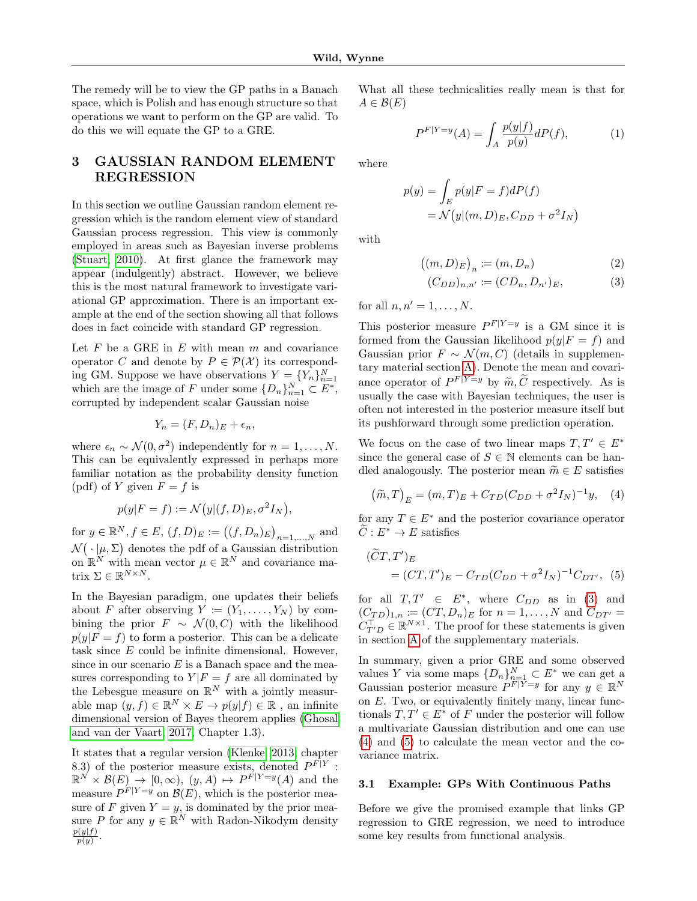The remedy will be to view the GP paths in a Banach space, which is Polish and has enough structure so that operations we want to perform on the GP are valid. To do this we will equate the GP to a GRE.

# 3 GAUSSIAN RANDOM ELEMENT REGRESSION

In this section we outline Gaussian random element regression which is the random element view of standard Gaussian process regression. This view is commonly employed in areas such as Bayesian inverse problems (Stuart, 2010). At first glance the framework may appear (indulgently) abstract. However, we believe this is the most natural framework to investigate variational GP approximation. There is an important example at the end of the section showing all that follows does in fact coincide with standard GP regression.

Let $F$ be a GRE in $E$ with mean $m$ and covariance operator $C$ and denote by $P \in \mathcal{P}(\mathcal{X})$ its corresponding GM. Suppose we have observations $Y = \{Y_n\}_{n=1}^N$ which are the image of $F$ under some $\{D_n\}_{n=1}^N \subset E^*$, corrupted by independent scalar Gaussian noise

$$Y_n = (F, D_n)_E + \epsilon_n,$$

where $\epsilon_n \sim \mathcal{N}(0, \sigma^2)$ independently for $n = 1, \ldots, N$. This can be equivalently expressed in perhaps more familiar notation as the probability density function (pdf) of $Y$ given $F = f$ is

$$p(y|F = f) := \mathcal{N}\big(y|(f, D)_E, \sigma^2 I_N\big),$$

for $y \in \mathbb{R}^N, f \in E$, $(f, D)_E := \big((f, D_n)_E\big)_{n=1,\ldots,N}$ and $\mathcal{N}\big(\,\cdot\,|\mu, \Sigma\big)$ denotes the pdf of a Gaussian distribution on $\mathbb{R}^N$ with mean vector $\mu \in \mathbb{R}^N$ and covariance matrix $\Sigma \in \mathbb{R}^{N \times N}$.

In the Bayesian paradigm, one updates their beliefs about $F$ after observing $Y := (Y_1, \ldots, Y_N)$ by combining the prior $F \sim \mathcal{N}(0, C)$ with the likelihood $p(y|F = f)$ to form a posterior. This can be a delicate task since $E$ could be infinite dimensional. However, since in our scenario $E$ is a Banach space and the measures corresponding to $Y|F = f$ are all dominated by the Lebesgue measure on $\mathbb{R}^N$ with a jointly measurable map $(y, f) \in \mathbb{R}^N \times E \to p(y|f) \in \mathbb{R}$ , an infinite dimensional version of Bayes theorem applies (Ghosal and van der Vaart, 2017, Chapter 1.3).

It states that a regular version (Klenke, 2013, chapter 8.3) of the posterior measure exists, denoted $P^{F|Y}$ : $\mathbb{R}^N \times \mathcal{B}(E) \to [0, \infty)$, $(y, A) \mapsto P^{F|Y=y}(A)$ and the measure $P^{F|Y=y}$ on $\mathcal{B}(E)$, which is the posterior measure of $F$ given $Y = y$, is dominated by the prior measure $P$ for any $y \in \mathbb{R}^N$ with Radon-Nikodym density $\frac{p(y|f)}{p(y)}$.

What all these technicalities really mean is that for $A \in \mathcal{B}(E)$

$$P^{F|Y=y}(A) = \int_A \frac{p(y|f)}{p(y)} dP(f), \tag{1}$$

where

$$\begin{aligned} p(y) &= \int_E p(y|F = f) dP(f) \\ &= \mathcal{N}\big(y|(m, D)_E, C_{DD} + \sigma^2 I_N\big) \end{aligned}$$

with

$$\big((m, D)_E\big)_n := (m, D_n) \tag{2}$$

$$(C_{DD})_{n,n'} := (CD_n, D_{n'})_E, \tag{3}$$

for all $n, n' = 1, \ldots, N$.

This posterior measure $P^{F|Y=y}$ is a GM since it is formed from the Gaussian likelihood $p(y|F = f)$ and Gaussian prior $F \sim \mathcal{N}(m, C)$ (details in supplementary material section A). Denote the mean and covariance operator of $P^{F|Y=y}$ by $\widetilde{m}, \widetilde{C}$ respectively. As is usually the case with Bayesian techniques, the user is often not interested in the posterior measure itself but its pushforward through some prediction operation.

We focus on the case of two linear maps $T, T' \in E^*$ since the general case of $S \in \mathbb{N}$ elements can be handled analogously. The posterior mean $\widetilde{m} \in E$ satisfies

$$\big(\widetilde{m}, T\big)_E = (m, T)_E + C_{TD}(C_{DD} + \sigma^2 I_N)^{-1} y, \tag{4}$$

for any $T \in E^*$ and the posterior covariance operator $\widetilde{C} : E^* \to E$ satisfies

$$\begin{aligned} &(\widetilde{C}T, T')_E \\ &\quad = (CT, T')_E - C_{TD}(C_{DD} + \sigma^2 I_N)^{-1} C_{DT'}, \end{aligned} \tag{5}$$

for all $T, T' \in E^*$, where $C_{DD}$ as in (3) and $(C_{TD})_{1,n} := (CT, D_n)_E$ for $n = 1, \ldots, N$ and $C_{DT'} = C_{T'D}^\top \in \mathbb{R}^{N \times 1}$. The proof for these statements is given in section A of the supplementary materials.

In summary, given a prior GRE and some observed values $Y$ via some maps $\{D_n\}_{n=1}^N \subset E^*$ we can get a Gaussian posterior measure $P^{F|Y=y}$ for any $y \in \mathbb{R}^N$ on $E$. Two, or equivalently finitely many, linear functionals $T, T' \in E^*$ of $F$ under the posterior will follow a multivariate Gaussian distribution and one can use (4) and (5) to calculate the mean vector and the covariance matrix.

## 3.1 Example: GPs With Continuous Paths

Before we give the promised example that links GP regression to GRE regression, we need to introduce some key results from functional analysis.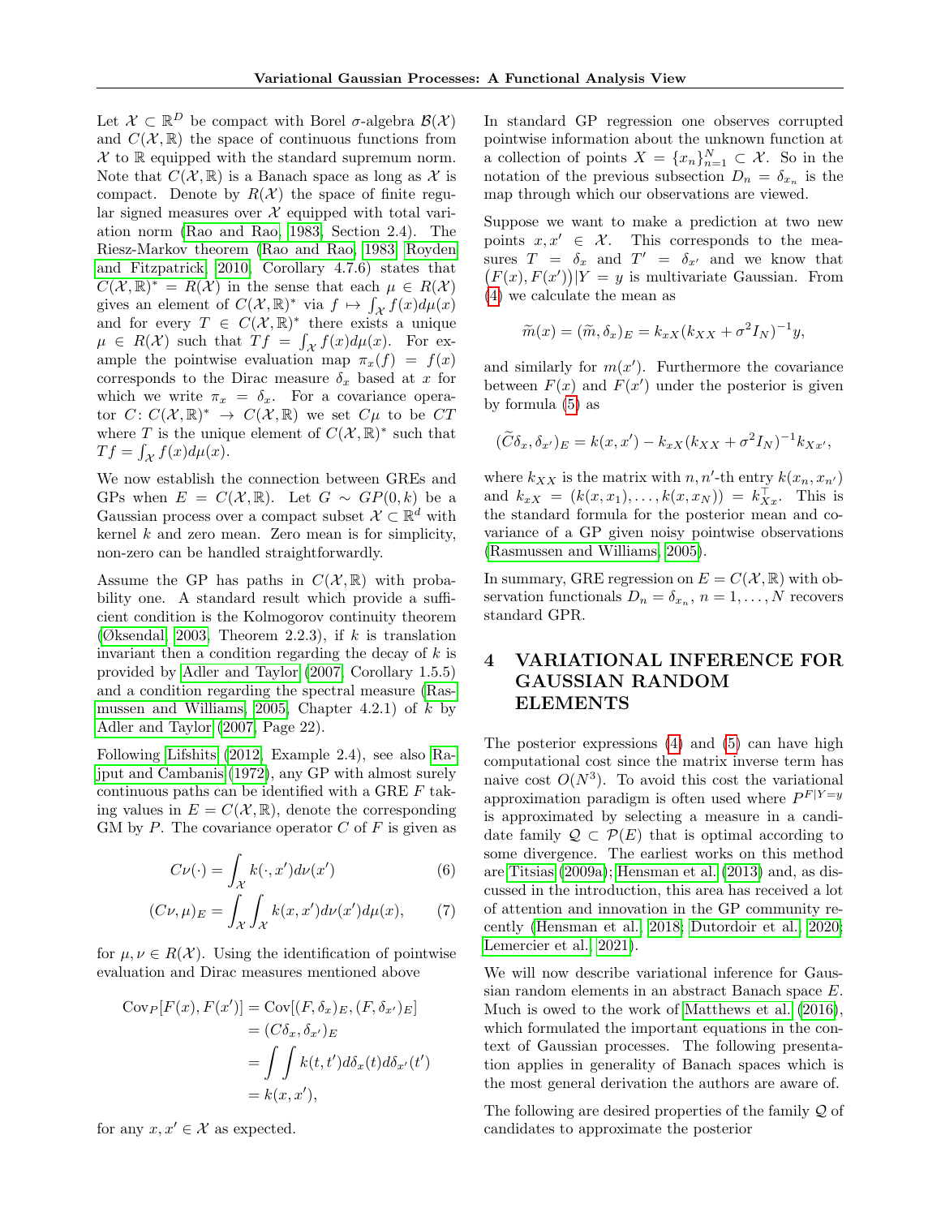Let $\mathcal{X} \subset \mathbb{R}^D$ be compact with Borel $\sigma$-algebra $\mathcal{B}(\mathcal{X})$ and $C(\mathcal{X}, \mathbb{R})$ the space of continuous functions from $\mathcal{X}$ to $\mathbb{R}$ equipped with the standard supremum norm. Note that $C(\mathcal{X}, \mathbb{R})$ is a Banach space as long as $\mathcal{X}$ is compact. Denote by $R(\mathcal{X})$ the space of finite regular signed measures over $\mathcal{X}$ equipped with total variation norm (Rao and Rao, 1983, Section 2.4). The Riesz-Markov theorem (Rao and Rao, 1983; Royden and Fitzpatrick, 2010, Corollary 4.7.6) states that $C(\mathcal{X}, \mathbb{R})^* = R(\mathcal{X})$ in the sense that each $\mu \in R(\mathcal{X})$ gives an element of $C(\mathcal{X}, \mathbb{R})^*$ via $f \mapsto \int_{\mathcal{X}} f(x) d\mu(x)$ and for every $T \in C(\mathcal{X}, \mathbb{R})^*$ there exists a unique $\mu \in R(\mathcal{X})$ such that $Tf = \int_{\mathcal{X}} f(x) d\mu(x)$. For example the pointwise evaluation map $\pi_x(f) = f(x)$ corresponds to the Dirac measure $\delta_x$ based at $x$ for which we write $\pi_x = \delta_x$. For a covariance operator $C\colon C(\mathcal{X}, \mathbb{R})^* \to C(\mathcal{X}, \mathbb{R})$ we set $C\mu$ to be $CT$ where $T$ is the unique element of $C(\mathcal{X}, \mathbb{R})^*$ such that $Tf = \int_{\mathcal{X}} f(x) d\mu(x)$.

We now establish the connection between GREs and GPs when $E = C(\mathcal{X}, \mathbb{R})$. Let $G \sim GP(0, k)$ be a Gaussian process over a compact subset $\mathcal{X} \subset \mathbb{R}^d$ with kernel $k$ and zero mean. Zero mean is for simplicity, non-zero can be handled straightforwardly.

Assume the GP has paths in $C(\mathcal{X}, \mathbb{R})$ with probability one. A standard result which provide a sufficient condition is the Kolmogorov continuity theorem (Øksendal, 2003, Theorem 2.2.3), if $k$ is translation invariant then a condition regarding the decay of $k$ is provided by Adler and Taylor (2007, Corollary 1.5.5) and a condition regarding the spectral measure (Rasmussen and Williams, 2005, Chapter 4.2.1) of $k$ by Adler and Taylor (2007, Page 22).

Following Lifshits (2012, Example 2.4), see also Rajput and Cambanis (1972), any GP with almost surely continuous paths can be identified with a GRE $F$ taking values in $E = C(\mathcal{X}, \mathbb{R})$, denote the corresponding GM by $P$. The covariance operator $C$ of $F$ is given as

$$C\nu(\cdot) = \int_{\mathcal{X}} k(\cdot, x') d\nu(x') \tag{6}$$

$$(C\nu, \mu)_E = \int_{\mathcal{X}} \int_{\mathcal{X}} k(x, x') d\nu(x') d\mu(x), \tag{7}$$

for $\mu, \nu \in R(\mathcal{X})$. Using the identification of pointwise evaluation and Dirac measures mentioned above

$$\begin{aligned}
\mathrm{Cov}_P[F(x), F(x')] &= \mathrm{Cov}[(F, \delta_x)_E, (F, \delta_{x'})_E] \\
&= (C\delta_x, \delta_{x'})_E \\
&= \int \int k(t, t') d\delta_x(t) d\delta_{x'}(t') \\
&= k(x, x'),
\end{aligned}$$

for any $x, x' \in \mathcal{X}$ as expected.

In standard GP regression one observes corrupted pointwise information about the unknown function at a collection of points $X = \{x_n\}_{n=1}^N \subset \mathcal{X}$. So in the notation of the previous subsection $D_n = \delta_{x_n}$ is the map through which our observations are viewed.

Suppose we want to make a prediction at two new points $x, x' \in \mathcal{X}$. This corresponds to the measures $T = \delta_x$ and $T' = \delta_{x'}$ and we know that $(F(x), F(x'))|Y = y$ is multivariate Gaussian. From (4) we calculate the mean as

$$\widetilde{m}(x) = (\widetilde{m}, \delta_x)_E = k_{xX}(k_{XX} + \sigma^2 I_N)^{-1} y,$$

and similarly for $m(x')$. Furthermore the covariance between $F(x)$ and $F(x')$ under the posterior is given by formula (5) as

$$(\widetilde{C}\delta_x, \delta_{x'})_E = k(x, x') - k_{xX}(k_{XX} + \sigma^2 I_N)^{-1} k_{Xx'},$$

where $k_{XX}$ is the matrix with $n, n'$-th entry $k(x_n, x_{n'})$ and $k_{xX} = (k(x, x_1), \ldots, k(x, x_N)) = k_{Xx}^\top$. This is the standard formula for the posterior mean and covariance of a GP given noisy pointwise observations (Rasmussen and Williams, 2005).

In summary, GRE regression on $E = C(\mathcal{X}, \mathbb{R})$ with observation functionals $D_n = \delta_{x_n}$, $n = 1, \ldots, N$ recovers standard GPR.

# 4 VARIATIONAL INFERENCE FOR GAUSSIAN RANDOM ELEMENTS

The posterior expressions (4) and (5) can have high computational cost since the matrix inverse term has naive cost $O(N^3)$. To avoid this cost the variational approximation paradigm is often used where $P^{F|Y=y}$ is approximated by selecting a measure in a candidate family $\mathcal{Q} \subset \mathcal{P}(E)$ that is optimal according to some divergence. The earliest works on this method are Titsias (2009a); Hensman et al. (2013) and, as discussed in the introduction, this area has received a lot of attention and innovation in the GP community recently (Hensman et al., 2018; Dutordoir et al., 2020; Lemercier et al., 2021).

We will now describe variational inference for Gaussian random elements in an abstract Banach space $E$. Much is owed to the work of Matthews et al. (2016), which formulated the important equations in the context of Gaussian processes. The following presentation applies in generality of Banach spaces which is the most general derivation the authors are aware of.

The following are desired properties of the family $\mathcal{Q}$ of candidates to approximate the posterior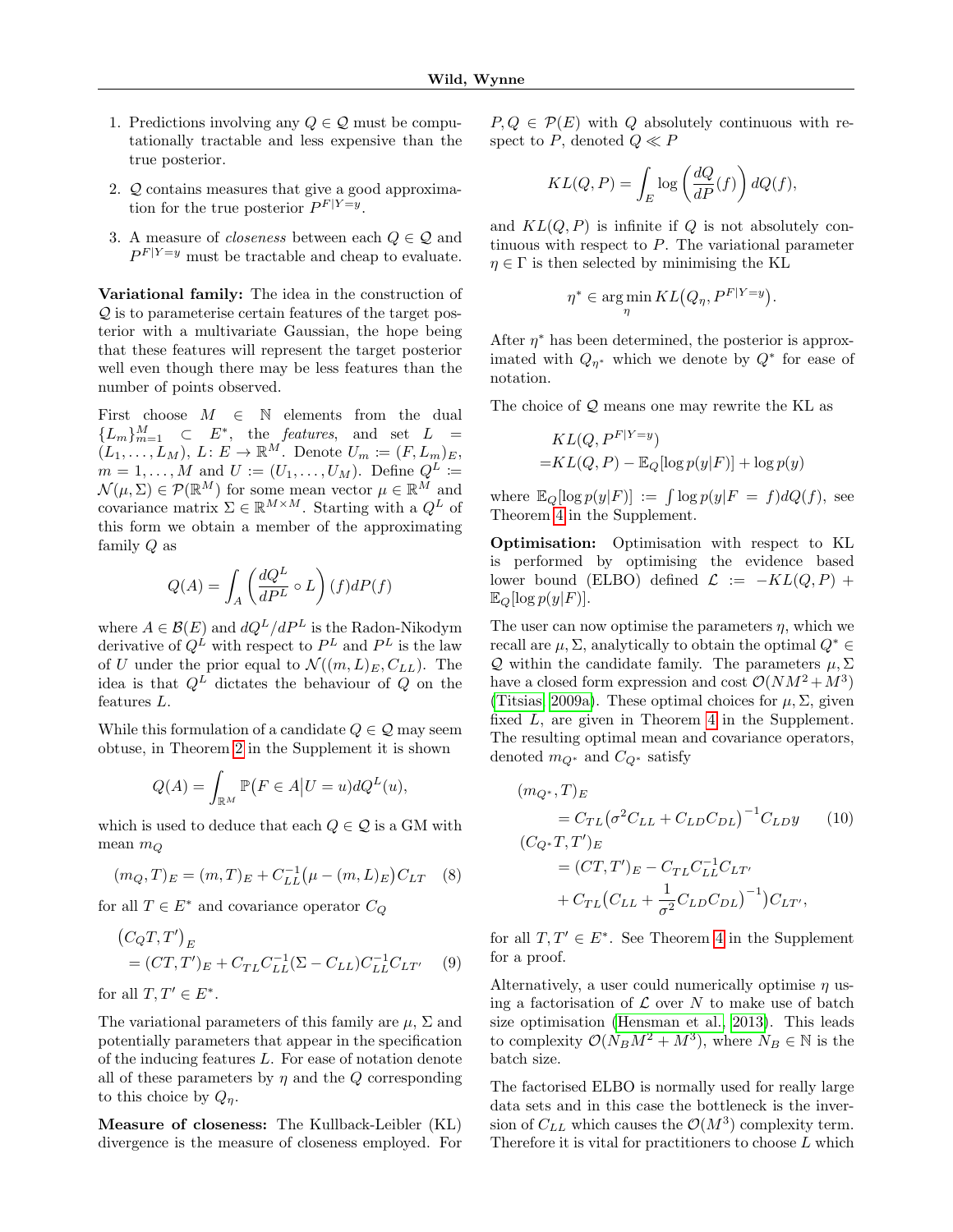1. Predictions involving any $Q \in \mathcal{Q}$ must be computationally tractable and less expensive than the true posterior.

2. $\mathcal{Q}$ contains measures that give a good approximation for the true posterior $P^{F|Y=y}$.

3. A measure of *closeness* between each $Q \in \mathcal{Q}$ and $P^{F|Y=y}$ must be tractable and cheap to evaluate.

**Variational family:** The idea in the construction of $\mathcal{Q}$ is to parameterise certain features of the target posterior with a multivariate Gaussian, the hope being that these features will represent the target posterior well even though there may be less features than the number of points observed.

First choose $M \in \mathbb{N}$ elements from the dual $\{L_m\}_{m=1}^M \subset E^*$, the *features*, and set $L = (L_1, \ldots, L_M)$, $L\colon E \to \mathbb{R}^M$. Denote $U_m := (F, L_m)_E$, $m = 1, \ldots, M$ and $U := (U_1, \ldots, U_M)$. Define $Q^L := \mathcal{N}(\mu, \Sigma) \in \mathcal{P}(\mathbb{R}^M)$ for some mean vector $\mu \in \mathbb{R}^M$ and covariance matrix $\Sigma \in \mathbb{R}^{M \times M}$. Starting with a $Q^L$ of this form we obtain a member of the approximating family $Q$ as

$$Q(A) = \int_A \left( \frac{dQ^L}{dP^L} \circ L \right)(f) dP(f)$$

where $A \in \mathcal{B}(E)$ and $dQ^L/dP^L$ is the Radon-Nikodym derivative of $Q^L$ with respect to $P^L$ and $P^L$ is the law of $U$ under the prior equal to $\mathcal{N}((m, L)_E, C_{LL})$. The idea is that $Q^L$ dictates the behaviour of $Q$ on the features $L$.

While this formulation of a candidate $Q \in \mathcal{Q}$ may seem obtuse, in Theorem 2 in the Supplement it is shown

$$Q(A) = \int_{\mathbb{R}^M} \mathbb{P}\big(F \in A \big| U = u\big) dQ^L(u),$$

which is used to deduce that each $Q \in \mathcal{Q}$ is a GM with mean $m_Q$

$$(m_Q, T)_E = (m, T)_E + C_{LL}^{-1}\big(\mu - (m, L)_E\big) C_{LT} \quad (8)$$

for all $T \in E^*$ and covariance operator $C_Q$

$$\begin{aligned}
&\big(C_Q T, T'\big)_E \\
&= (CT, T')_E + C_{TL} C_{LL}^{-1} (\Sigma - C_{LL}) C_{LL}^{-1} C_{LT'} \quad (9)
\end{aligned}$$

for all $T, T' \in E^*$.

The variational parameters of this family are $\mu$, $\Sigma$ and potentially parameters that appear in the specification of the inducing features $L$. For ease of notation denote all of these parameters by $\eta$ and the $Q$ corresponding to this choice by $Q_\eta$.

**Measure of closeness:** The Kullback-Leibler (KL) divergence is the measure of closeness employed. For $P, Q \in \mathcal{P}(E)$ with $Q$ absolutely continuous with respect to $P$, denoted $Q \ll P$

$$KL(Q, P) = \int_E \log\left(\frac{dQ}{dP}(f)\right) dQ(f),$$

and $KL(Q, P)$ is infinite if $Q$ is not absolutely continuous with respect to $P$. The variational parameter $\eta \in \Gamma$ is then selected by minimising the KL

$$\eta^* \in \arg\min_\eta KL\big(Q_\eta, P^{F|Y=y}\big).$$

After $\eta^*$ has been determined, the posterior is approximated with $Q_{\eta^*}$ which we denote by $Q^*$ for ease of notation.

The choice of $\mathcal{Q}$ means one may rewrite the KL as

$$\begin{aligned}
&KL(Q, P^{F|Y=y}) \\
=& KL(Q, P) - \mathbb{E}_Q[\log p(y|F)] + \log p(y)
\end{aligned}$$

where $\mathbb{E}_Q[\log p(y|F)] := \int \log p(y|F = f) dQ(f)$, see Theorem 4 in the Supplement.

**Optimisation:** Optimisation with respect to KL is performed by optimising the evidence based lower bound (ELBO) defined $\mathcal{L} := -KL(Q, P) + \mathbb{E}_Q[\log p(y|F)]$.

The user can now optimise the parameters $\eta$, which we recall are $\mu, \Sigma$, analytically to obtain the optimal $Q^* \in \mathcal{Q}$ within the candidate family. The parameters $\mu, \Sigma$ have a closed form expression and cost $\mathcal{O}(NM^2 + M^3)$ (Titsias, 2009a). These optimal choices for $\mu, \Sigma$, given fixed $L$, are given in Theorem 4 in the Supplement. The resulting optimal mean and covariance operators, denoted $m_{Q^*}$ and $C_{Q^*}$ satisfy

$$\begin{aligned}
&(m_{Q^*}, T)_E \\
&\quad = C_{TL}\big(\sigma^2 C_{LL} + C_{LD} C_{DL}\big)^{-1} C_{LD} y \qquad (10) \\
&(C_{Q^*} T, T')_E \\
&\quad = (CT, T')_E - C_{TL} C_{LL}^{-1} C_{LT'} \\
&\quad + C_{TL}\big(C_{LL} + \frac{1}{\sigma^2} C_{LD} C_{DL}\big)^{-1}\big) C_{LT'},
\end{aligned}$$

for all $T, T' \in E^*$. See Theorem 4 in the Supplement for a proof.

Alternatively, a user could numerically optimise $\eta$ using a factorisation of $\mathcal{L}$ over $N$ to make use of batch size optimisation (Hensman et al., 2013). This leads to complexity $\mathcal{O}(N_B M^2 + M^3)$, where $N_B \in \mathbb{N}$ is the batch size.

The factorised ELBO is normally used for really large data sets and in this case the bottleneck is the inversion of $C_{LL}$ which causes the $\mathcal{O}(M^3)$ complexity term. Therefore it is vital for practitioners to choose $L$ which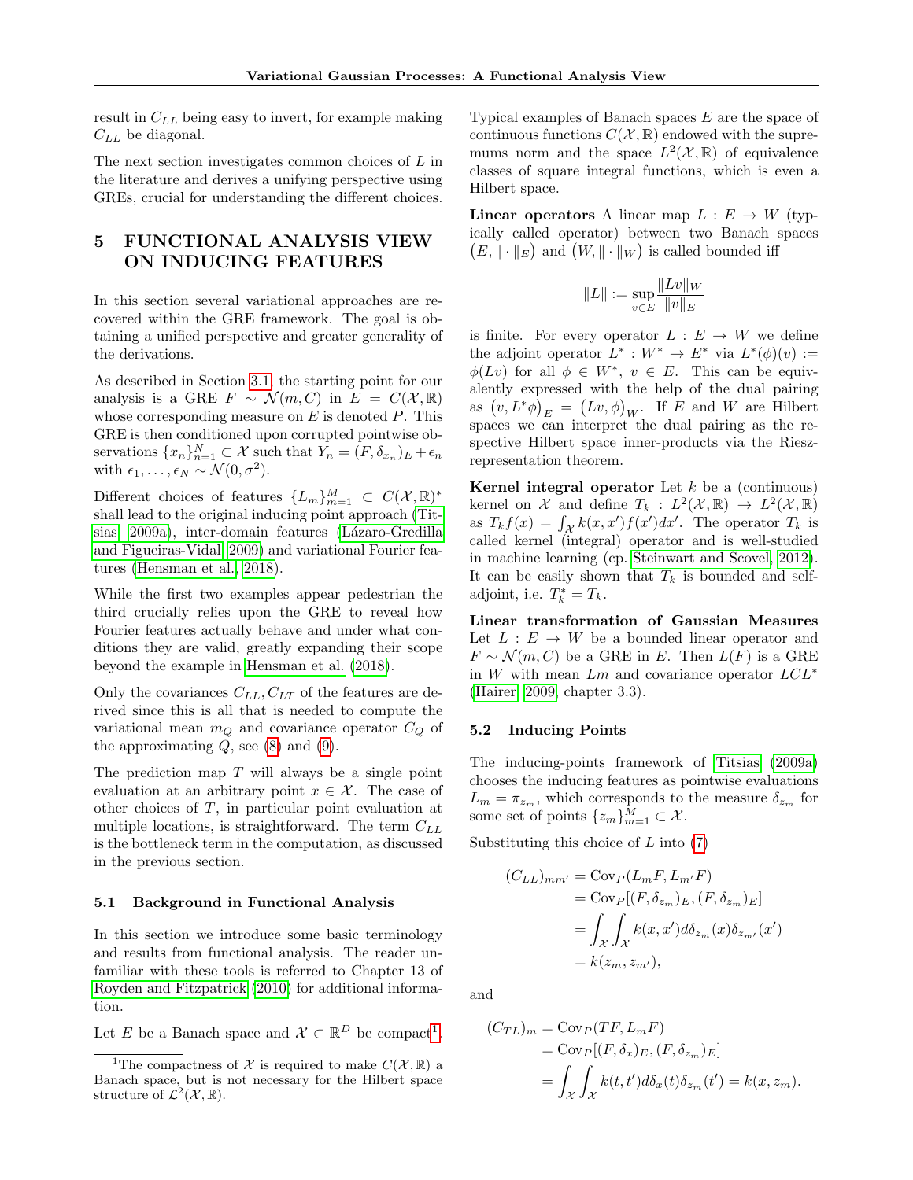result in $C_{LL}$ being easy to invert, for example making $C_{LL}$ be diagonal.

The next section investigates common choices of $L$ in the literature and derives a unifying perspective using GREs, crucial for understanding the different choices.

# 5 FUNCTIONAL ANALYSIS VIEW ON INDUCING FEATURES

In this section several variational approaches are recovered within the GRE framework. The goal is obtaining a unified perspective and greater generality of the derivations.

As described in Section 3.1, the starting point for our analysis is a GRE $F \sim \mathcal{N}(m, C)$ in $E = C(\mathcal{X}, \mathbb{R})$ whose corresponding measure on $E$ is denoted $P$. This GRE is then conditioned upon corrupted pointwise observations $\{x_n\}_{n=1}^N \subset \mathcal{X}$ such that $Y_n = (F, \delta_{x_n})_E + \epsilon_n$ with $\epsilon_1, \ldots, \epsilon_N \sim \mathcal{N}(0, \sigma^2)$.

Different choices of features $\{L_m\}_{m=1}^M \subset C(\mathcal{X}, \mathbb{R})^*$ shall lead to the original inducing point approach (Titsias, 2009a), inter-domain features (Lázaro-Gredilla and Figueiras-Vidal, 2009) and variational Fourier features (Hensman et al., 2018).

While the first two examples appear pedestrian the third crucially relies upon the GRE to reveal how Fourier features actually behave and under what conditions they are valid, greatly expanding their scope beyond the example in Hensman et al. (2018).

Only the covariances $C_{LL}, C_{LT}$ of the features are derived since this is all that is needed to compute the variational mean $m_Q$ and covariance operator $C_Q$ of the approximating $Q$, see (8) and (9).

The prediction map $T$ will always be a single point evaluation at an arbitrary point $x \in \mathcal{X}$. The case of other choices of $T$, in particular point evaluation at multiple locations, is straightforward. The term $C_{LL}$ is the bottleneck term in the computation, as discussed in the previous section.

## 5.1 Background in Functional Analysis

In this section we introduce some basic terminology and results from functional analysis. The reader unfamiliar with these tools is referred to Chapter 13 of Royden and Fitzpatrick (2010) for additional information.

Let $E$ be a Banach space and $\mathcal{X} \subset \mathbb{R}^D$ be compact[1].

[1] The compactness of $\mathcal{X}$ is required to make $C(\mathcal{X}, \mathbb{R})$ a Banach space, but is not necessary for the Hilbert space structure of $\mathcal{L}^2(\mathcal{X}, \mathbb{R})$.

Typical examples of Banach spaces $E$ are the space of continuous functions $C(\mathcal{X}, \mathbb{R})$ endowed with the supremums norm and the space $L^2(\mathcal{X}, \mathbb{R})$ of equivalence classes of square integral functions, which is even a Hilbert space.

**Linear operators** A linear map $L : E \to W$ (typically called operator) between two Banach spaces $(E, \|\cdot\|_E)$ and $(W, \|\cdot\|_W)$ is called bounded iff

$$\|L\| := \sup_{v \in E} \frac{\|Lv\|_W}{\|v\|_E}$$

is finite. For every operator $L : E \to W$ we define the adjoint operator $L^* : W^* \to E^*$ via $L^*(\phi)(v) := \phi(Lv)$ for all $\phi \in W^*$, $v \in E$. This can be equivalently expressed with the help of the dual pairing as $(v, L^*\phi)_E = (Lv, \phi)_W$. If $E$ and $W$ are Hilbert spaces we can interpret the dual pairing as the respective Hilbert space inner-products via the Riesz-representation theorem.

**Kernel integral operator** Let $k$ be a (continuous) kernel on $\mathcal{X}$ and define $T_k : L^2(\mathcal{X}, \mathbb{R}) \to L^2(\mathcal{X}, \mathbb{R})$ as $T_k f(x) = \int_{\mathcal{X}} k(x, x') f(x') dx'$. The operator $T_k$ is called kernel (integral) operator and is well-studied in machine learning (cp. Steinwart and Scovel, 2012). It can be easily shown that $T_k$ is bounded and self-adjoint, i.e. $T_k^* = T_k$.

**Linear transformation of Gaussian Measures** Let $L : E \to W$ be a bounded linear operator and $F \sim \mathcal{N}(m, C)$ be a GRE in $E$. Then $L(F)$ is a GRE in $W$ with mean $Lm$ and covariance operator $LCL^*$ (Hairer, 2009, chapter 3.3).

## 5.2 Inducing Points

The inducing-points framework of Titsias (2009a) chooses the inducing features as pointwise evaluations $L_m = \pi_{z_m}$, which corresponds to the measure $\delta_{z_m}$ for some set of points $\{z_m\}_{m=1}^M \subset \mathcal{X}$.

Substituting this choice of $L$ into (7)

$$\begin{aligned}
(C_{LL})_{mm'} &= \mathrm{Cov}_P(L_m F, L_{m'} F) \\
&= \mathrm{Cov}_P[(F, \delta_{z_m})_E, (F, \delta_{z_m})_E] \\
&= \int_{\mathcal{X}} \int_{\mathcal{X}} k(x, x') d\delta_{z_m}(x) \delta_{z_{m'}}(x') \\
&= k(z_m, z_{m'}),
\end{aligned}$$

and

$$\begin{aligned}
(C_{TL})_m &= \mathrm{Cov}_P(TF, L_m F) \\
&= \mathrm{Cov}_P[(F, \delta_x)_E, (F, \delta_{z_m})_E] \\
&= \int_{\mathcal{X}} \int_{\mathcal{X}} k(t, t') d\delta_x(t) \delta_{z_m}(t') = k(x, z_m).
\end{aligned}$$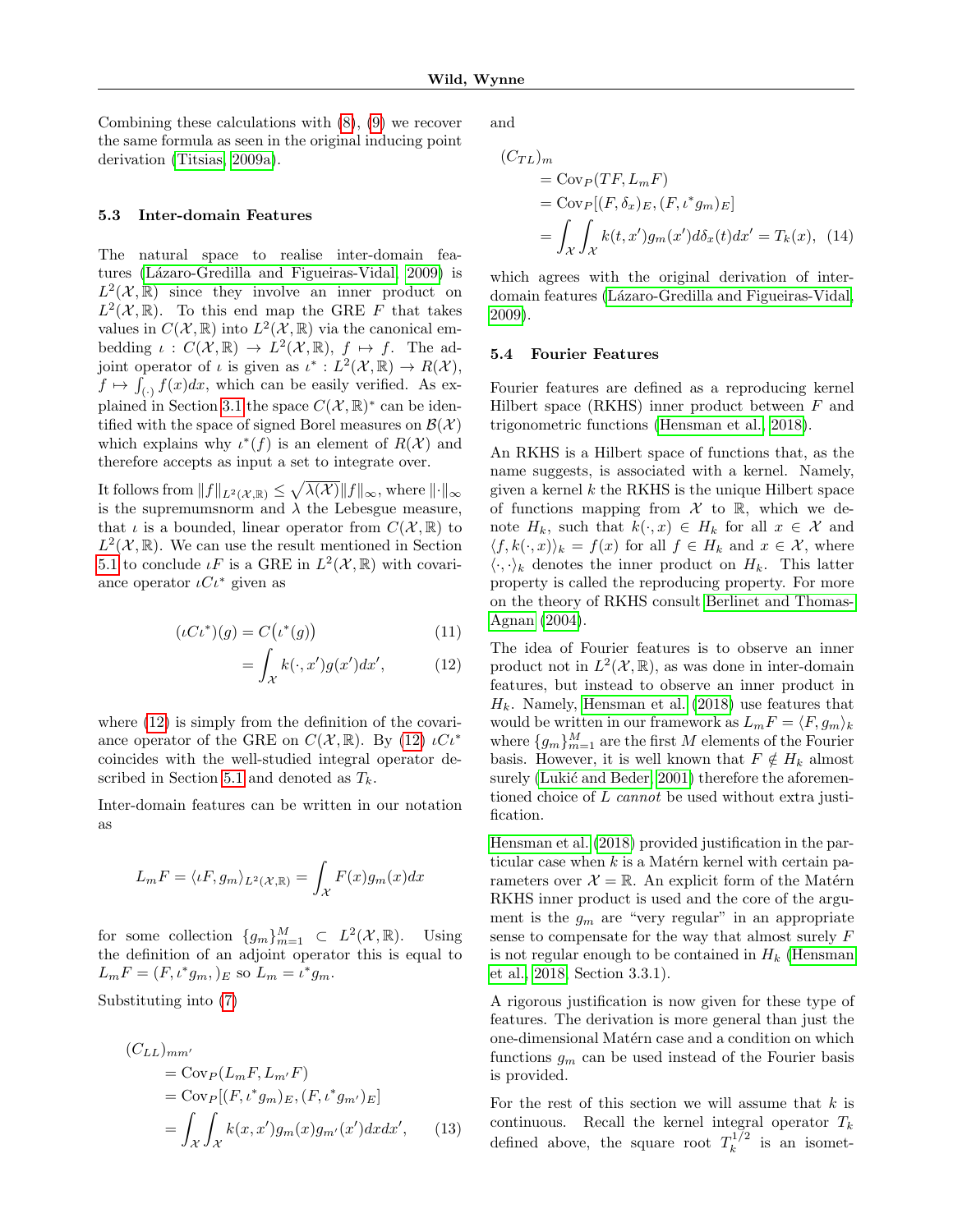Combining these calculations with (8), (9) we recover the same formula as seen in the original inducing point derivation (Titsias, 2009a).

### 5.3 Inter-domain Features

The natural space to realise inter-domain features (Lázaro-Gredilla and Figueiras-Vidal, 2009) is $L^2(\mathcal{X}, \mathbb{R})$ since they involve an inner product on $L^2(\mathcal{X}, \mathbb{R})$. To this end map the GRE $F$ that takes values in $C(\mathcal{X}, \mathbb{R})$ into $L^2(\mathcal{X}, \mathbb{R})$ via the canonical embedding $\iota : C(\mathcal{X}, \mathbb{R}) \to L^2(\mathcal{X}, \mathbb{R})$, $f \mapsto f$. The adjoint operator of $\iota$ is given as $\iota^* : L^2(\mathcal{X}, \mathbb{R}) \to R(\mathcal{X})$, $f \mapsto \int_{(\cdot)} f(x) dx$, which can be easily verified. As explained in Section 3.1 the space $C(\mathcal{X}, \mathbb{R})^*$ can be identified with the space of signed Borel measures on $\mathcal{B}(\mathcal{X})$ which explains why $\iota^*(f)$ is an element of $R(\mathcal{X})$ and therefore accepts as input a set to integrate over.

It follows from $\|f\|_{L^2(\mathcal{X},\mathbb{R})} \leq \sqrt{\lambda(\mathcal{X})} \|f\|_\infty$, where $\|\cdot\|_\infty$ is the supremumsnorm and $\lambda$ the Lebesgue measure, that $\iota$ is a bounded, linear operator from $C(\mathcal{X}, \mathbb{R})$ to $L^2(\mathcal{X}, \mathbb{R})$. We can use the result mentioned in Section 5.1 to conclude $\iota F$ is a GRE in $L^2(\mathcal{X}, \mathbb{R})$ with covariance operator $\iota C \iota^*$ given as

$$(\iota C \iota^*)(g) = C\big(\iota^*(g)\big) \tag{11}$$

$$= \int_{\mathcal{X}} k(\cdot, x') g(x') dx', \tag{12}$$

where (12) is simply from the definition of the covariance operator of the GRE on $C(\mathcal{X}, \mathbb{R})$. By (12) $\iota C \iota^*$ coincides with the well-studied integral operator described in Section 5.1 and denoted as $T_k$.

Inter-domain features can be written in our notation as

$$L_m F = \langle \iota F, g_m \rangle_{L^2(\mathcal{X},\mathbb{R})} = \int_{\mathcal{X}} F(x) g_m(x) dx$$

for some collection $\{g_m\}_{m=1}^M \subset L^2(\mathcal{X}, \mathbb{R})$. Using the definition of an adjoint operator this is equal to $L_m F = (F, \iota^* g_m, )_E$ so $L_m = \iota^* g_m$.

Substituting into (7)

$$\begin{aligned}
&(C_{LL})_{mm'} \\
&\quad = \mathrm{Cov}_P(L_m F, L_{m'} F) \\
&\quad = \mathrm{Cov}_P[(F, \iota^* g_m)_E, (F, \iota^* g_{m'})_E] \\
&\quad = \int_{\mathcal{X}} \int_{\mathcal{X}} k(x, x') g_m(x) g_{m'}(x') dx dx',
\end{aligned} \tag{13}$$

and

$$\begin{aligned}
&(C_{TL})_m \\
&\quad = \mathrm{Cov}_P(TF, L_m F) \\
&\quad = \mathrm{Cov}_P[(F, \delta_x)_E, (F, \iota^* g_m)_E] \\
&\quad = \int_{\mathcal{X}} \int_{\mathcal{X}} k(t, x') g_m(x') d\delta_x(t) dx' = T_k(x),
\end{aligned} \tag{14}$$

which agrees with the original derivation of inter-domain features (Lázaro-Gredilla and Figueiras-Vidal, 2009).

### 5.4 Fourier Features

Fourier features are defined as a reproducing kernel Hilbert space (RKHS) inner product between $F$ and trigonometric functions (Hensman et al., 2018).

An RKHS is a Hilbert space of functions that, as the name suggests, is associated with a kernel. Namely, given a kernel $k$ the RKHS is the unique Hilbert space of functions mapping from $\mathcal{X}$ to $\mathbb{R}$, which we denote $H_k$, such that $k(\cdot, x) \in H_k$ for all $x \in \mathcal{X}$ and $\langle f, k(\cdot, x) \rangle_k = f(x)$ for all $f \in H_k$ and $x \in \mathcal{X}$, where $\langle \cdot, \cdot \rangle_k$ denotes the inner product on $H_k$. This latter property is called the reproducing property. For more on the theory of RKHS consult Berlinet and Thomas-Agnan (2004).

The idea of Fourier features is to observe an inner product not in $L^2(\mathcal{X}, \mathbb{R})$, as was done in inter-domain features, but instead to observe an inner product in $H_k$. Namely, Hensman et al. (2018) use features that would be written in our framework as $L_m F = \langle F, g_m \rangle_k$ where $\{g_m\}_{m=1}^M$ are the first $M$ elements of the Fourier basis. However, it is well known that $F \notin H_k$ almost surely (Lukić and Beder, 2001) therefore the aforementioned choice of $L$ *cannot* be used without extra justification.

Hensman et al. (2018) provided justification in the particular case when $k$ is a Matérn kernel with certain parameters over $\mathcal{X} = \mathbb{R}$. An explicit form of the Matérn RKHS inner product is used and the core of the argument is the $g_m$ are "very regular" in an appropriate sense to compensate for the way that almost surely $F$ is not regular enough to be contained in $H_k$ (Hensman et al., 2018, Section 3.3.1).

A rigorous justification is now given for these type of features. The derivation is more general than just the one-dimensional Matérn case and a condition on which functions $g_m$ can be used instead of the Fourier basis is provided.

For the rest of this section we will assume that $k$ is continuous. Recall the kernel integral operator $T_k$ defined above, the square root $T_k^{1/2}$ is an isomet-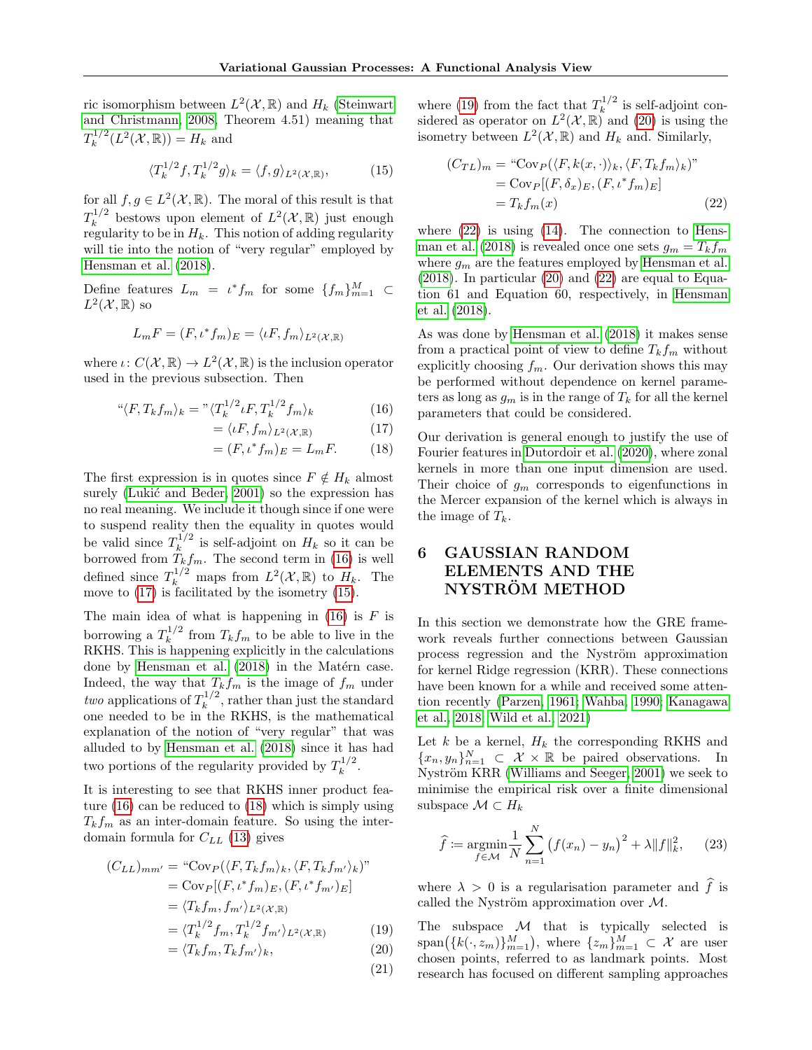ric isomorphism between $L^2(\mathcal{X}, \mathbb{R})$ and $H_k$ (Steinwart and Christmann, 2008, Theorem 4.51) meaning that $T_k^{1/2}(L^2(\mathcal{X}, \mathbb{R})) = H_k$ and

$$\langle T_k^{1/2} f, T_k^{1/2} g \rangle_k = \langle f, g \rangle_{L^2(\mathcal{X}, \mathbb{R})}, \tag{15}$$

for all $f, g \in L^2(\mathcal{X}, \mathbb{R})$. The moral of this result is that $T_k^{1/2}$ bestows upon element of $L^2(\mathcal{X}, \mathbb{R})$ just enough regularity to be in $H_k$. This notion of adding regularity will tie into the notion of "very regular" employed by Hensman et al. (2018).

Define features $L_m = \iota^* f_m$ for some $\{f_m\}_{m=1}^M \subset L^2(\mathcal{X}, \mathbb{R})$ so

$$L_m F = (F, \iota^* f_m)_E = \langle \iota F, f_m \rangle_{L^2(\mathcal{X}, \mathbb{R})}$$

where $\iota \colon C(\mathcal{X}, \mathbb{R}) \to L^2(\mathcal{X}, \mathbb{R})$ is the inclusion operator used in the previous subsection. Then

$$\text{“}\langle F, T_k f_m \rangle_k = \text{”} \langle T_k^{1/2} \iota F, T_k^{1/2} f_m \rangle_k \tag{16}$$

$$= \langle \iota F, f_m \rangle_{L^2(\mathcal{X}, \mathbb{R})} \tag{17}$$

$$= (F, \iota^* f_m)_E = L_m F. \tag{18}$$

The first expression is in quotes since $F \notin H_k$ almost surely (Lukić and Beder, 2001) so the expression has no real meaning. We include it though since if one were to suspend reality then the equality in quotes would be valid since $T_k^{1/2}$ is self-adjoint on $H_k$ so it can be borrowed from $T_k f_m$. The second term in (16) is well defined since $T_k^{1/2}$ maps from $L^2(\mathcal{X}, \mathbb{R})$ to $H_k$. The move to (17) is facilitated by the isometry (15).

The main idea of what is happening in (16) is $F$ is borrowing a $T_k^{1/2}$ from $T_k f_m$ to be able to live in the RKHS. This is happening explicitly in the calculations done by Hensman et al. (2018) in the Matérn case. Indeed, the way that $T_k f_m$ is the image of $f_m$ under *two* applications of $T_k^{1/2}$, rather than just the standard one needed to be in the RKHS, is the mathematical explanation of the notion of "very regular" that was alluded to by Hensman et al. (2018) since it has had two portions of the regularity provided by $T_k^{1/2}$.

It is interesting to see that RKHS inner product feature (16) can be reduced to (18) which is simply using $T_k f_m$ as an inter-domain feature. So using the inter-domain formula for $C_{LL}$ (13) gives

$$\begin{aligned}(C_{LL})_{mm'} &= \text{“}\mathrm{Cov}_P(\langle F, T_k f_m \rangle_k, \langle F, T_k f_{m'} \rangle_k)\text{”} \\ &= \mathrm{Cov}_P[(F, \iota^* f_m)_E, (F, \iota^* f_{m'})_E] \\ &= \langle T_k f_m, f_{m'} \rangle_{L^2(\mathcal{X}, \mathbb{R})} \\ &= \langle T_k^{1/2} f_m, T_k^{1/2} f_{m'} \rangle_{L^2(\mathcal{X}, \mathbb{R})} && (19) \\ &= \langle T_k f_m, T_k f_{m'} \rangle_k, && (20) \\ & && (21)\end{aligned}$$

where (19) from the fact that $T_k^{1/2}$ is self-adjoint considered as operator on $L^2(\mathcal{X}, \mathbb{R})$ and (20) is using the isometry between $L^2(\mathcal{X}, \mathbb{R})$ and $H_k$ and. Similarly,

$$\begin{aligned}(C_{TL})_m &= \text{“}\mathrm{Cov}_P(\langle F, k(x, \cdot) \rangle_k, \langle F, T_k f_m \rangle_k)\text{”} \\ &= \mathrm{Cov}_P[(F, \delta_x)_E, (F, \iota^* f_m)_E] \\ &= T_k f_m(x)\end{aligned} \tag{22}$$

where (22) is using (14). The connection to Hensman et al. (2018) is revealed once one sets $g_m = T_k f_m$ where $g_m$ are the features employed by Hensman et al. (2018). In particular (20) and (22) are equal to Equation 61 and Equation 60, respectively, in Hensman et al. (2018).

As was done by Hensman et al. (2018) it makes sense from a practical point of view to define $T_k f_m$ without explicitly choosing $f_m$. Our derivation shows this may be performed without dependence on kernel parameters as long as $g_m$ is in the range of $T_k$ for all the kernel parameters that could be considered.

Our derivation is general enough to justify the use of Fourier features in Dutordoir et al. (2020), where zonal kernels in more than one input dimension are used. Their choice of $g_m$ corresponds to eigenfunctions in the Mercer expansion of the kernel which is always in the image of $T_k$.

# 6 GAUSSIAN RANDOM ELEMENTS AND THE NYSTRÖM METHOD

In this section we demonstrate how the GRE framework reveals further connections between Gaussian process regression and the Nyström approximation for kernel Ridge regression (KRR). These connections have been known for a while and received some attention recently (Parzen, 1961; Wahba, 1990; Kanagawa et al., 2018; Wild et al., 2021)

Let $k$ be a kernel, $H_k$ the corresponding RKHS and $\{x_n, y_n\}_{n=1}^N \subset \mathcal{X} \times \mathbb{R}$ be paired observations. In Nyström KRR (Williams and Seeger, 2001) we seek to minimise the empirical risk over a finite dimensional subspace $\mathcal{M} \subset H_k$

$$\widehat{f} \coloneqq \operatorname*{argmin}_{f \in \mathcal{M}} \frac{1}{N} \sum_{n=1}^{N} \big(f(x_n) - y_n\big)^2 + \lambda \|f\|_k^2, \tag{23}$$

where $\lambda > 0$ is a regularisation parameter and $\widehat{f}$ is called the Nyström approximation over $\mathcal{M}$.

The subspace $\mathcal{M}$ that is typically selected is $\mathrm{span}\big(\{k(\cdot, z_m)\}_{m=1}^M\big)$, where $\{z_m\}_{m=1}^M \subset \mathcal{X}$ are user chosen points, referred to as landmark points. Most research has focused on different sampling approaches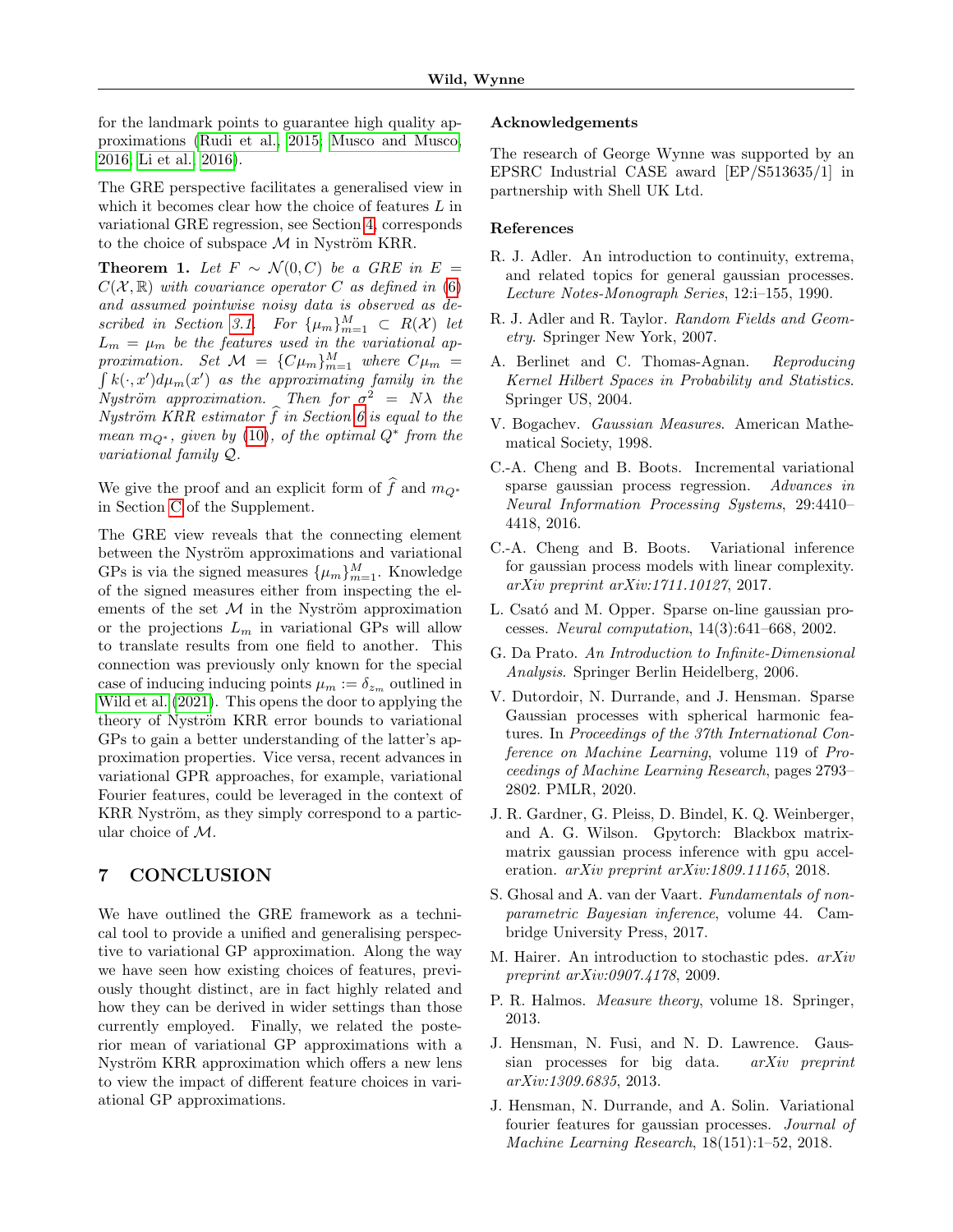for the landmark points to guarantee high quality approximations (Rudi et al., 2015; Musco and Musco, 2016; Li et al., 2016).

The GRE perspective facilitates a generalised view in which it becomes clear how the choice of features $L$ in variational GRE regression, see Section 4, corresponds to the choice of subspace $\mathcal{M}$ in Nyström KRR.

**Theorem 1.** *Let $F \sim \mathcal{N}(0, C)$ be a GRE in $E = C(\mathcal{X}, \mathbb{R})$ with covariance operator $C$ as defined in (6) and assumed pointwise noisy data is observed as described in Section 3.1. For $\{\mu_m\}_{m=1}^M \subset R(\mathcal{X})$ let $L_m = \mu_m$ be the features used in the variational approximation. Set $\mathcal{M} = \{C\mu_m\}_{m=1}^M$ where $C\mu_m = \int k(\cdot, x')d\mu_m(x')$ as the approximating family in the Nyström approximation. Then for $\sigma^2 = N\lambda$ the Nyström KRR estimator $\widehat{f}$ in Section 6 is equal to the mean $m_{Q^*}$, given by (10), of the optimal $Q^*$ from the variational family $\mathcal{Q}$.*

We give the proof and an explicit form of $\widehat{f}$ and $m_{Q^*}$ in Section C of the Supplement.

The GRE view reveals that the connecting element between the Nyström approximations and variational GPs is via the signed measures $\{\mu_m\}_{m=1}^M$. Knowledge of the signed measures either from inspecting the elements of the set $\mathcal{M}$ in the Nyström approximation or the projections $L_m$ in variational GPs will allow to translate results from one field to another. This connection was previously only known for the special case of inducing inducing points $\mu_m := \delta_{z_m}$ outlined in Wild et al. (2021). This opens the door to applying the theory of Nyström KRR error bounds to variational GPs to gain a better understanding of the latter's approximation properties. Vice versa, recent advances in variational GPR approaches, for example, variational Fourier features, could be leveraged in the context of KRR Nyström, as they simply correspond to a particular choice of $\mathcal{M}$.

## 7 CONCLUSION

We have outlined the GRE framework as a technical tool to provide a unified and generalising perspective to variational GP approximation. Along the way we have seen how existing choices of features, previously thought distinct, are in fact highly related and how they can be derived in wider settings than those currently employed. Finally, we related the posterior mean of variational GP approximations with a Nyström KRR approximation which offers a new lens to view the impact of different feature choices in variational GP approximations.

### Acknowledgements

The research of George Wynne was supported by an EPSRC Industrial CASE award [EP/S513635/1] in partnership with Shell UK Ltd.

### References

R. J. Adler. An introduction to continuity, extrema, and related topics for general gaussian processes. *Lecture Notes-Monograph Series*, 12:i–155, 1990.

R. J. Adler and R. Taylor. *Random Fields and Geometry*. Springer New York, 2007.

A. Berlinet and C. Thomas-Agnan. *Reproducing Kernel Hilbert Spaces in Probability and Statistics*. Springer US, 2004.

V. Bogachev. *Gaussian Measures*. American Mathematical Society, 1998.

C.-A. Cheng and B. Boots. Incremental variational sparse gaussian process regression. *Advances in Neural Information Processing Systems*, 29:4410–4418, 2016.

C.-A. Cheng and B. Boots. Variational inference for gaussian process models with linear complexity. *arXiv preprint arXiv:1711.10127*, 2017.

L. Csató and M. Opper. Sparse on-line gaussian processes. *Neural computation*, 14(3):641–668, 2002.

G. Da Prato. *An Introduction to Infinite-Dimensional Analysis*. Springer Berlin Heidelberg, 2006.

V. Dutordoir, N. Durrande, and J. Hensman. Sparse Gaussian processes with spherical harmonic features. In *Proceedings of the 37th International Conference on Machine Learning*, volume 119 of *Proceedings of Machine Learning Research*, pages 2793–2802. PMLR, 2020.

J. R. Gardner, G. Pleiss, D. Bindel, K. Q. Weinberger, and A. G. Wilson. Gpytorch: Blackbox matrix-matrix gaussian process inference with gpu acceleration. *arXiv preprint arXiv:1809.11165*, 2018.

S. Ghosal and A. van der Vaart. *Fundamentals of nonparametric Bayesian inference*, volume 44. Cambridge University Press, 2017.

M. Hairer. An introduction to stochastic pdes. *arXiv preprint arXiv:0907.4178*, 2009.

P. R. Halmos. *Measure theory*, volume 18. Springer, 2013.

J. Hensman, N. Fusi, and N. D. Lawrence. Gaussian processes for big data. *arXiv preprint arXiv:1309.6835*, 2013.

J. Hensman, N. Durrande, and A. Solin. Variational fourier features for gaussian processes. *Journal of Machine Learning Research*, 18(151):1–52, 2018.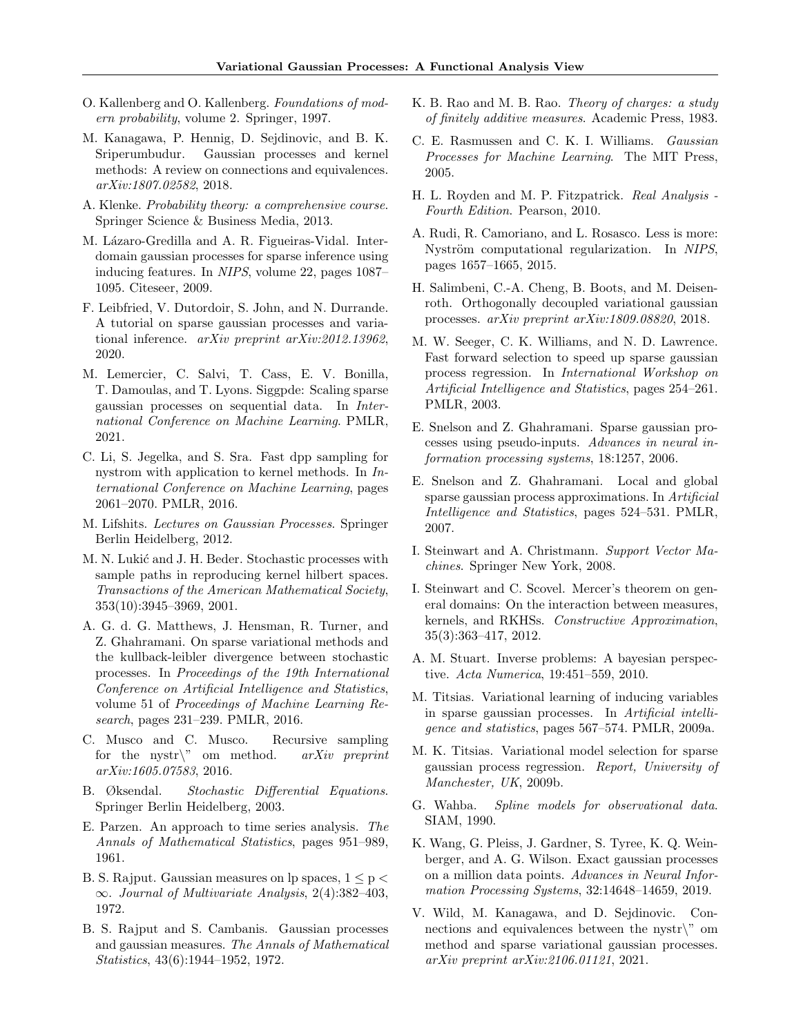O. Kallenberg and O. Kallenberg. *Foundations of modern probability*, volume 2. Springer, 1997.

M. Kanagawa, P. Hennig, D. Sejdinovic, and B. K. Sriperumbudur. Gaussian processes and kernel methods: A review on connections and equivalences. *arXiv:1807.02582*, 2018.

A. Klenke. *Probability theory: a comprehensive course*. Springer Science & Business Media, 2013.

M. Lázaro-Gredilla and A. R. Figueiras-Vidal. Inter-domain gaussian processes for sparse inference using inducing features. In *NIPS*, volume 22, pages 1087–1095. Citeseer, 2009.

F. Leibfried, V. Dutordoir, S. John, and N. Durrande. A tutorial on sparse gaussian processes and variational inference. *arXiv preprint arXiv:2012.13962*, 2020.

M. Lemercier, C. Salvi, T. Cass, E. V. Bonilla, T. Damoulas, and T. Lyons. Siggpde: Scaling sparse gaussian processes on sequential data. In *International Conference on Machine Learning*. PMLR, 2021.

C. Li, S. Jegelka, and S. Sra. Fast dpp sampling for nystrom with application to kernel methods. In *International Conference on Machine Learning*, pages 2061–2070. PMLR, 2016.

M. Lifshits. *Lectures on Gaussian Processes*. Springer Berlin Heidelberg, 2012.

M. N. Lukić and J. H. Beder. Stochastic processes with sample paths in reproducing kernel hilbert spaces. *Transactions of the American Mathematical Society*, 353(10):3945–3969, 2001.

A. G. d. G. Matthews, J. Hensman, R. Turner, and Z. Ghahramani. On sparse variational methods and the kullback-leibler divergence between stochastic processes. In *Proceedings of the 19th International Conference on Artificial Intelligence and Statistics*, volume 51 of *Proceedings of Machine Learning Research*, pages 231–239. PMLR, 2016.

C. Musco and C. Musco. Recursive sampling for the nystr\" om method. *arXiv preprint arXiv:1605.07583*, 2016.

B. Øksendal. *Stochastic Differential Equations*. Springer Berlin Heidelberg, 2003.

E. Parzen. An approach to time series analysis. *The Annals of Mathematical Statistics*, pages 951–989, 1961.

B. S. Rajput. Gaussian measures on lp spaces, $1 \leq p < \infty$. *Journal of Multivariate Analysis*, 2(4):382–403, 1972.

B. S. Rajput and S. Cambanis. Gaussian processes and gaussian measures. *The Annals of Mathematical Statistics*, 43(6):1944–1952, 1972.

K. B. Rao and M. B. Rao. *Theory of charges: a study of finitely additive measures*. Academic Press, 1983.

C. E. Rasmussen and C. K. I. Williams. *Gaussian Processes for Machine Learning*. The MIT Press, 2005.

H. L. Royden and M. P. Fitzpatrick. *Real Analysis - Fourth Edition*. Pearson, 2010.

A. Rudi, R. Camoriano, and L. Rosasco. Less is more: Nyström computational regularization. In *NIPS*, pages 1657–1665, 2015.

H. Salimbeni, C.-A. Cheng, B. Boots, and M. Deisenroth. Orthogonally decoupled variational gaussian processes. *arXiv preprint arXiv:1809.08820*, 2018.

M. W. Seeger, C. K. Williams, and N. D. Lawrence. Fast forward selection to speed up sparse gaussian process regression. In *International Workshop on Artificial Intelligence and Statistics*, pages 254–261. PMLR, 2003.

E. Snelson and Z. Ghahramani. Sparse gaussian processes using pseudo-inputs. *Advances in neural information processing systems*, 18:1257, 2006.

E. Snelson and Z. Ghahramani. Local and global sparse gaussian process approximations. In *Artificial Intelligence and Statistics*, pages 524–531. PMLR, 2007.

I. Steinwart and A. Christmann. *Support Vector Machines*. Springer New York, 2008.

I. Steinwart and C. Scovel. Mercer's theorem on general domains: On the interaction between measures, kernels, and RKHSs. *Constructive Approximation*, 35(3):363–417, 2012.

A. M. Stuart. Inverse problems: A bayesian perspective. *Acta Numerica*, 19:451–559, 2010.

M. Titsias. Variational learning of inducing variables in sparse gaussian processes. In *Artificial intelligence and statistics*, pages 567–574. PMLR, 2009a.

M. K. Titsias. Variational model selection for sparse gaussian process regression. *Report, University of Manchester, UK*, 2009b.

G. Wahba. *Spline models for observational data*. SIAM, 1990.

K. Wang, G. Pleiss, J. Gardner, S. Tyree, K. Q. Weinberger, and A. G. Wilson. Exact gaussian processes on a million data points. *Advances in Neural Information Processing Systems*, 32:14648–14659, 2019.

V. Wild, M. Kanagawa, and D. Sejdinovic. Connections and equivalences between the nystr\" om method and sparse variational gaussian processes. *arXiv preprint arXiv:2106.01121*, 2021.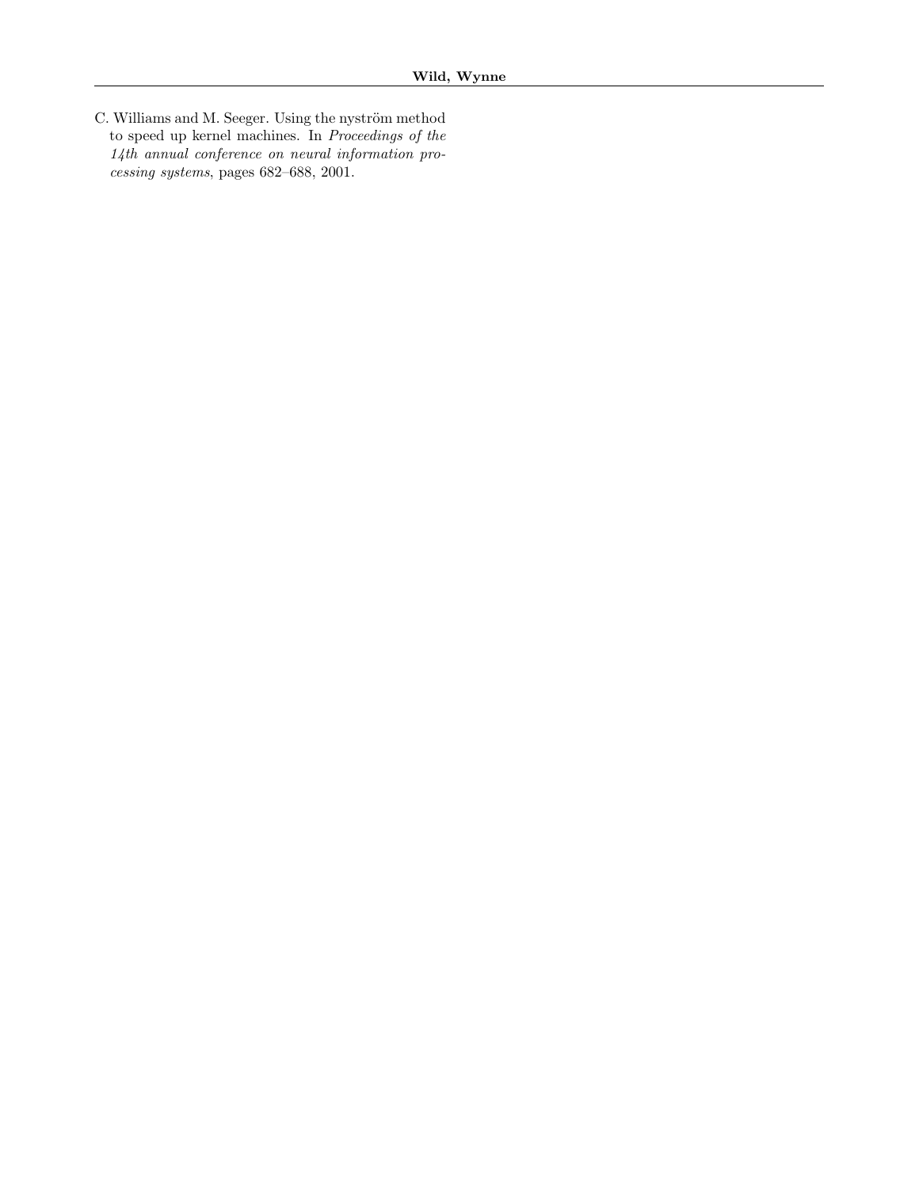C. Williams and M. Seeger. Using the nyström method to speed up kernel machines. In *Proceedings of the 14th annual conference on neural information processing systems*, pages 682–688, 2001.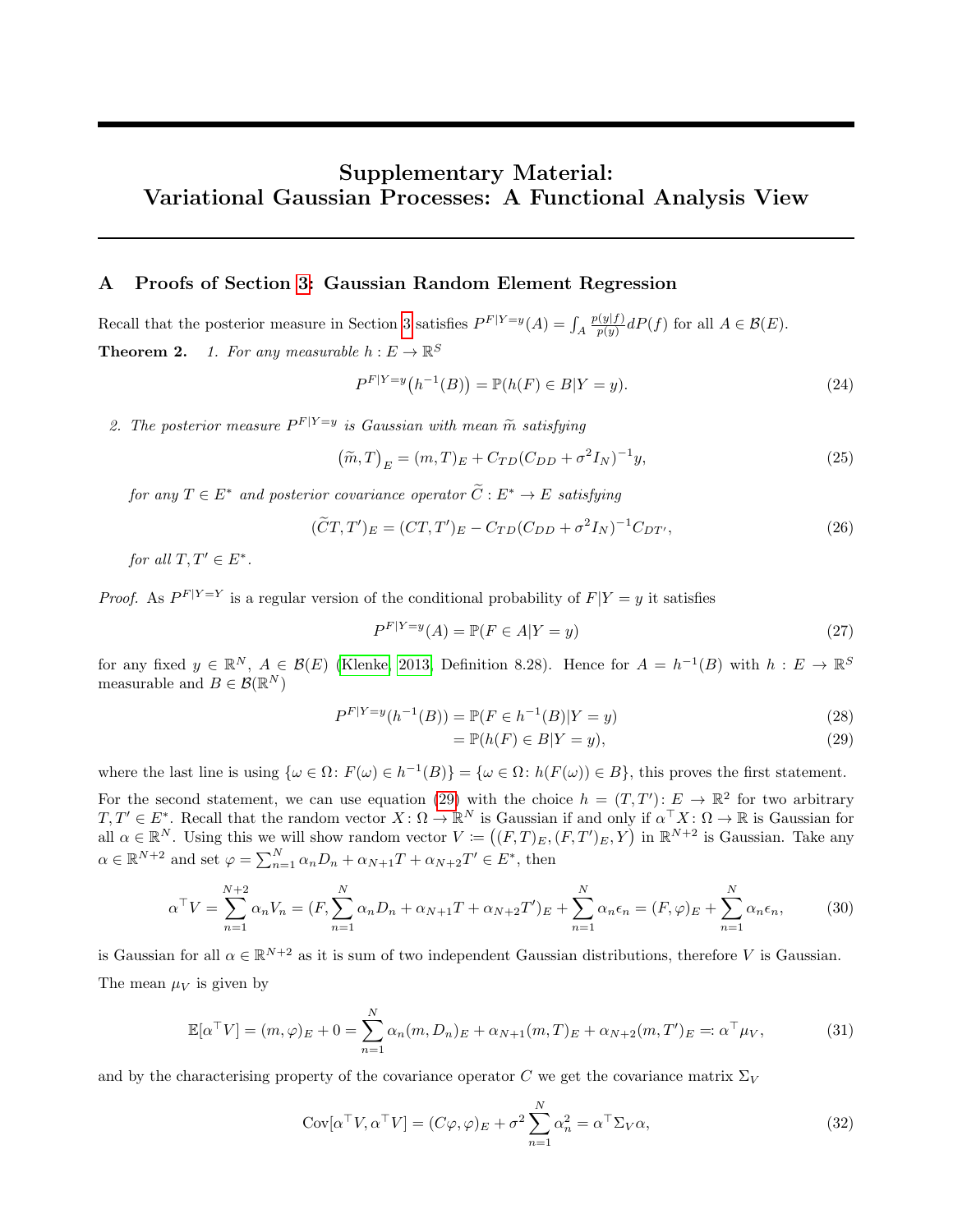# Supplementary Material: Variational Gaussian Processes: A Functional Analysis View

## A Proofs of Section 3: Gaussian Random Element Regression

Recall that the posterior measure in Section 3 satisfies $P^{F|Y=y}(A) = \int_A \frac{p(y|f)}{p(y)} dP(f)$ for all $A \in \mathcal{B}(E)$.

**Theorem 2.** *1. For any measurable $h: E \to \mathbb{R}^S$*

$$P^{F|Y=y}\big(h^{-1}(B)\big) = \mathbb{P}(h(F) \in B | Y = y). \tag{24}$$

*2. The posterior measure $P^{F|Y=y}$ is Gaussian with mean $\widetilde{m}$ satisfying*

$$\big(\widetilde{m}, T\big)_E = (m, T)_E + C_{TD}(C_{DD} + \sigma^2 I_N)^{-1} y, \tag{25}$$

*for any $T \in E^*$ and posterior covariance operator $\widetilde{C}: E^* \to E$ satisfying*

$$(\widetilde{C}T, T')_E = (CT, T')_E - C_{TD}(C_{DD} + \sigma^2 I_N)^{-1} C_{DT'}, \tag{26}$$

*for all $T, T' \in E^*$.*

*Proof.* As $P^{F|Y=Y}$ is a regular version of the conditional probability of $F|Y=y$ it satisfies

$$P^{F|Y=y}(A) = \mathbb{P}(F \in A | Y = y) \tag{27}$$

for any fixed $y \in \mathbb{R}^N$, $A \in \mathcal{B}(E)$ (Klenke, 2013, Definition 8.28). Hence for $A = h^{-1}(B)$ with $h: E \to \mathbb{R}^S$ measurable and $B \in \mathcal{B}(\mathbb{R}^N)$

$$P^{F|Y=y}(h^{-1}(B)) = \mathbb{P}(F \in h^{-1}(B) | Y = y) \tag{28}$$

$$= \mathbb{P}(h(F) \in B | Y = y), \tag{29}$$

where the last line is using $\{\omega \in \Omega \colon F(\omega) \in h^{-1}(B)\} = \{\omega \in \Omega \colon h(F(\omega)) \in B\}$, this proves the first statement.

For the second statement, we can use equation (29) with the choice $h = (T, T') \colon E \to \mathbb{R}^2$ for two arbitrary $T, T' \in E^*$. Recall that the random vector $X \colon \Omega \to \mathbb{R}^N$ is Gaussian if and only if $\alpha^\top X \colon \Omega \to \mathbb{R}$ is Gaussian for all $\alpha \in \mathbb{R}^N$. Using this we will show random vector $V \coloneqq \big((F, T)_E, (F, T')_E, Y\big)$ in $\mathbb{R}^{N+2}$ is Gaussian. Take any $\alpha \in \mathbb{R}^{N+2}$ and set $\varphi = \sum_{n=1}^N \alpha_n D_n + \alpha_{N+1} T + \alpha_{N+2} T' \in E^*$, then

$$\alpha^\top V = \sum_{n=1}^{N+2} \alpha_n V_n = (F, \sum_{n=1}^{N} \alpha_n D_n + \alpha_{N+1} T + \alpha_{N+2} T')_E + \sum_{n=1}^{N} \alpha_n \epsilon_n = (F, \varphi)_E + \sum_{n=1}^{N} \alpha_n \epsilon_n, \tag{30}$$

is Gaussian for all $\alpha \in \mathbb{R}^{N+2}$ as it is sum of two independent Gaussian distributions, therefore $V$ is Gaussian.

The mean $\mu_V$ is given by

$$\mathbb{E}[\alpha^\top V] = (m, \varphi)_E + 0 = \sum_{n=1}^{N} \alpha_n (m, D_n)_E + \alpha_{N+1}(m, T)_E + \alpha_{N+2}(m, T')_E =: \alpha^\top \mu_V, \tag{31}$$

and by the characterising property of the covariance operator $C$ we get the covariance matrix $\Sigma_V$

$$\mathrm{Cov}[\alpha^\top V, \alpha^\top V] = (C\varphi, \varphi)_E + \sigma^2 \sum_{n=1}^{N} \alpha_n^2 = \alpha^\top \Sigma_V \alpha, \tag{32}$$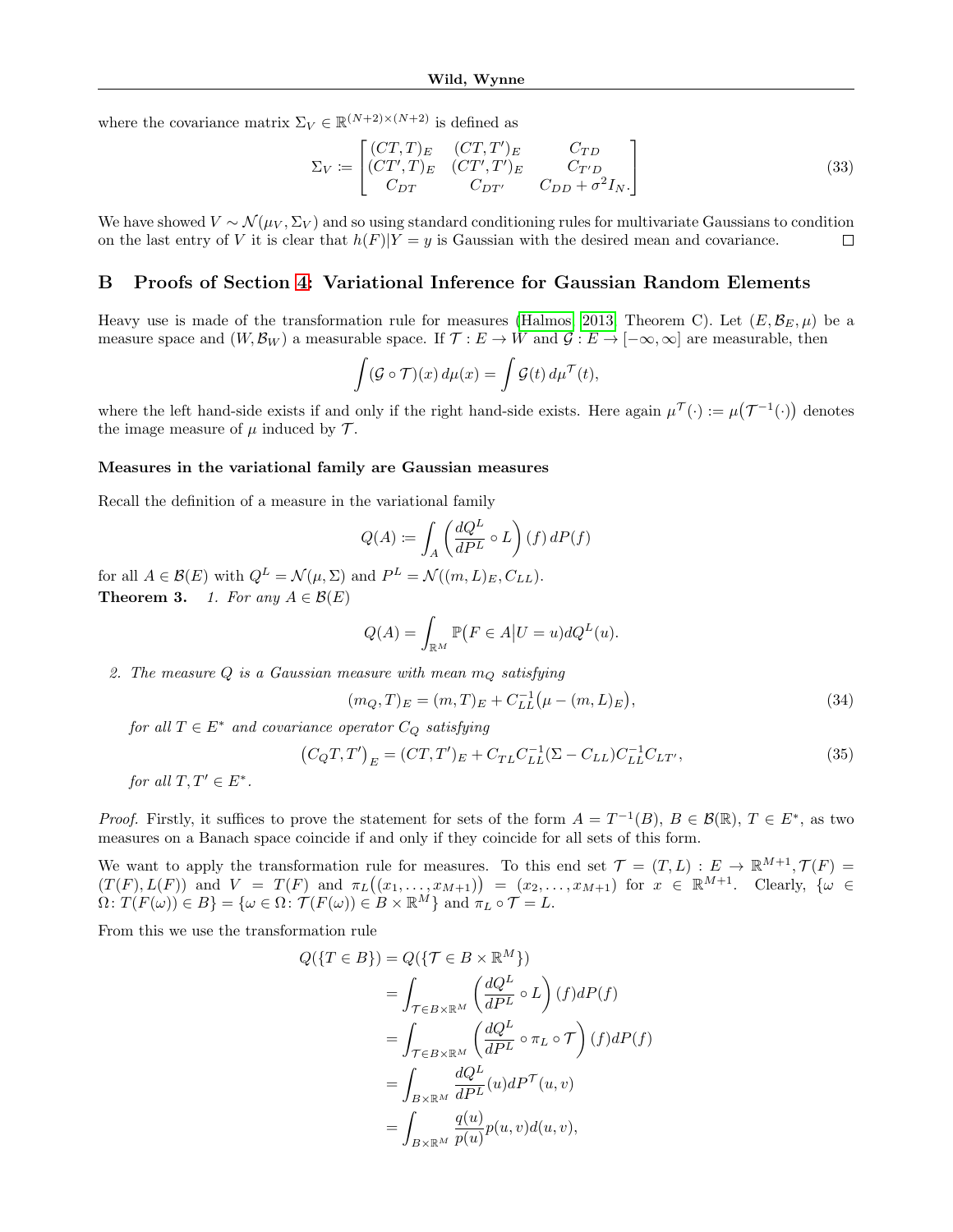where the covariance matrix $\Sigma_V \in \mathbb{R}^{(N+2)\times(N+2)}$ is defined as

$$\Sigma_V := \begin{bmatrix} (CT,T)_E & (CT,T')_E & C_{TD} \\ (CT',T)_E & (CT',T')_E & C_{T'D} \\ C_{DT} & C_{DT'} & C_{DD} + \sigma^2 I_N. \end{bmatrix} \tag{33}$$

We have showed $V \sim \mathcal{N}(\mu_V, \Sigma_V)$ and so using standard conditioning rules for multivariate Gaussians to condition on the last entry of $V$ it is clear that $h(F)|Y = y$ is Gaussian with the desired mean and covariance. $\square$

## B Proofs of Section 4: Variational Inference for Gaussian Random Elements

Heavy use is made of the transformation rule for measures (Halmos, 2013, Theorem C). Let $(E, \mathcal{B}_E, \mu)$ be a measure space and $(W, \mathcal{B}_W)$ a measurable space. If $\mathcal{T} : E \to W$ and $\mathcal{G} : E \to [-\infty, \infty]$ are measurable, then

$$\int (\mathcal{G} \circ \mathcal{T})(x)\, d\mu(x) = \int \mathcal{G}(t)\, d\mu^{\mathcal{T}}(t),$$

where the left hand-side exists if and only if the right hand-side exists. Here again $\mu^{\mathcal{T}}(\cdot) := \mu\big(\mathcal{T}^{-1}(\cdot)\big)$ denotes the image measure of $\mu$ induced by $\mathcal{T}$.

#### Measures in the variational family are Gaussian measures

Recall the definition of a measure in the variational family

$$Q(A) := \int_A \left(\frac{dQ^L}{dP^L} \circ L\right)(f)\, dP(f)$$

for all $A \in \mathcal{B}(E)$ with $Q^L = \mathcal{N}(\mu, \Sigma)$ and $P^L = \mathcal{N}((m, L)_E, C_{LL})$.

**Theorem 3.** *1. For any $A \in \mathcal{B}(E)$*

$$Q(A) = \int_{\mathbb{R}^M} \mathbb{P}\big(F \in A \big| U = u\big) dQ^L(u).$$

*2. The measure $Q$ is a Gaussian measure with mean $m_Q$ satisfying*

$$(m_Q, T)_E = (m, T)_E + C_{LL}^{-1}\big(\mu - (m, L)_E\big), \tag{34}$$

*for all $T \in E^*$ and covariance operator $C_Q$ satisfying*

$$\big(C_Q T, T'\big)_E = (CT, T')_E + C_{TL} C_{LL}^{-1}(\Sigma - C_{LL}) C_{LL}^{-1} C_{LT'}, \tag{35}$$

*for all $T, T' \in E^*$.*

*Proof.* Firstly, it suffices to prove the statement for sets of the form $A = T^{-1}(B)$, $B \in \mathcal{B}(\mathbb{R})$, $T \in E^*$, as two measures on a Banach space coincide if and only if they coincide for all sets of this form.

We want to apply the transformation rule for measures. To this end set $\mathcal{T} = (T, L) : E \to \mathbb{R}^{M+1}, \mathcal{T}(F) = (T(F), L(F))$ and $V = T(F)$ and $\pi_L\big((x_1, \ldots, x_{M+1})\big) = (x_2, \ldots, x_{M+1})$ for $x \in \mathbb{R}^{M+1}$. Clearly, $\{\omega \in \Omega : T(F(\omega)) \in B\} = \{\omega \in \Omega : \mathcal{T}(F(\omega)) \in B \times \mathbb{R}^M\}$ and $\pi_L \circ \mathcal{T} = L$.

From this we use the transformation rule

$$\begin{aligned}
Q(\{T \in B\}) &= Q(\{\mathcal{T} \in B \times \mathbb{R}^M\}) \\
&= \int_{\mathcal{T} \in B \times \mathbb{R}^M} \left(\frac{dQ^L}{dP^L} \circ L\right)(f) dP(f) \\
&= \int_{\mathcal{T} \in B \times \mathbb{R}^M} \left(\frac{dQ^L}{dP^L} \circ \pi_L \circ \mathcal{T}\right)(f) dP(f) \\
&= \int_{B \times \mathbb{R}^M} \frac{dQ^L}{dP^L}(u) dP^{\mathcal{T}}(u, v) \\
&= \int_{B \times \mathbb{R}^M} \frac{q(u)}{p(u)} p(u, v) d(u, v),
\end{aligned}$$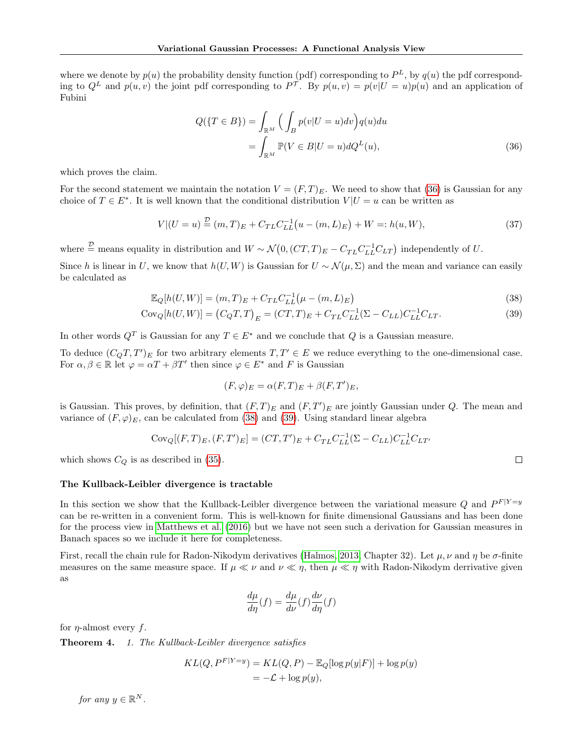where we denote by $p(u)$ the probability density function (pdf) corresponding to $P^L$, by $q(u)$ the pdf corresponding to $Q^L$ and $p(u,v)$ the joint pdf corresponding to $P^{\mathcal{T}}$. By $p(u,v) = p(v|U=u)p(u)$ and an application of Fubini

$$
\begin{aligned}
Q(\{T \in B\}) &= \int_{\mathbb{R}^M} \Big( \int_B p(v|U=u) dv \Big) q(u) du \\
&= \int_{\mathbb{R}^M} \mathbb{P}(V \in B | U = u) dQ^L(u),
\end{aligned} \tag{36}
$$

which proves the claim.

For the second statement we maintain the notation $V = (F,T)_E$. We need to show that (36) is Gaussian for any choice of $T \in E^*$. It is well known that the conditional distribution $V|U=u$ can be written as

$$
V|(U=u) \overset{\mathcal{D}}{=} (m,T)_E + C_{TL}C_{LL}^{-1}\big(u - (m,L)_E\big) + W =: h(u,W), \tag{37}
$$

where $\overset{\mathcal{D}}{=}$ means equality in distribution and $W \sim \mathcal{N}\big(0, (CT,T)_E - C_{TL}C_{LL}^{-1}C_{LT}\big)$ independently of $U$.

Since $h$ is linear in $U$, we know that $h(U,W)$ is Gaussian for $U \sim \mathcal{N}(\mu, \Sigma)$ and the mean and variance can easily be calculated as

$$
\mathbb{E}_Q[h(U,W)] = (m,T)_E + C_{TL}C_{LL}^{-1}\big(\mu - (m,L)_E\big) \tag{38}
$$

$$
\mathrm{Cov}_Q[h(U,W)] = \big(C_Q T, T\big)_E = (CT,T)_E + C_{TL}C_{LL}^{-1}(\Sigma - C_{LL})C_{LL}^{-1}C_{LT}. \tag{39}
$$

In other words $Q^T$ is Gaussian for any $T \in E^*$ and we conclude that $Q$ is a Gaussian measure.

To deduce $(C_Q T, T')_E$ for two arbitrary elements $T, T' \in E$ we reduce everything to the one-dimensional case. For $\alpha, \beta \in \mathbb{R}$ let $\varphi = \alpha T + \beta T'$ then since $\varphi \in E^*$ and $F$ is Gaussian

$$
(F,\varphi)_E = \alpha (F,T)_E + \beta (F,T')_E,
$$

is Gaussian. This proves, by definition, that $(F,T)_E$ and $(F,T')_E$ are jointly Gaussian under $Q$. The mean and variance of $(F,\varphi)_E$, can be calculated from (38) and (39). Using standard linear algebra

$$
\mathrm{Cov}_Q[(F,T)_E, (F,T')_E] = (CT,T')_E + C_{TL}C_{LL}^{-1}(\Sigma - C_{LL})C_{LL}^{-1}C_{LT'}
$$

which shows $C_Q$ is as described in (35). $\square$

### The Kullback-Leibler divergence is tractable

In this section we show that the Kullback-Leibler divergence between the variational measure $Q$ and $P^{F|Y=y}$ can be re-written in a convenient form. This is well-known for finite dimensional Gaussians and has been done for the process view in Matthews et al. (2016) but we have not seen such a derivation for Gaussian measures in Banach spaces so we include it here for completeness.

First, recall the chain rule for Radon-Nikodym derivatives (Halmos, 2013, Chapter 32). Let $\mu, \nu$ and $\eta$ be $\sigma$-finite measures on the same measure space. If $\mu \ll \nu$ and $\nu \ll \eta$, then $\mu \ll \eta$ with Radon-Nikodym derrivative given as

$$
\frac{d\mu}{d\eta}(f) = \frac{d\mu}{d\nu}(f)\frac{d\nu}{d\eta}(f)
$$

for $\eta$-almost every $f$.

**Theorem 4.** *1. The Kullback-Leibler divergence satisfies*

$$
\begin{aligned}
KL(Q, P^{F|Y=y}) &= KL(Q,P) - \mathbb{E}_Q[\log p(y|F)] + \log p(y) \\
&= -\mathcal{L} + \log p(y),
\end{aligned}
$$

*for any $y \in \mathbb{R}^N$.*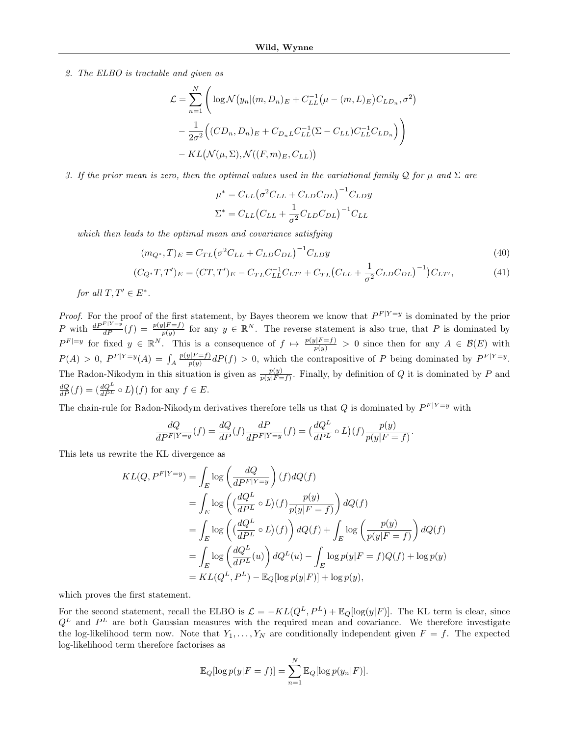2. *The ELBO is tractable and given as*

$$
\begin{aligned}
\mathcal{L} = \sum_{n=1}^{N} \Bigg( & \log \mathcal{N}\big(y_n | (m, D_n)_E + C_{LL}^{-1}\big(\mu - (m, L)_E\big) C_{LD_n}, \sigma^2\big) \\
& - \frac{1}{2\sigma^2}\Big( (CD_n, D_n)_E + C_{D_n L} C_{LL}^{-1} (\Sigma - C_{LL}) C_{LL}^{-1} C_{LD_n} \Big) \Bigg) \\
& - KL\big(\mathcal{N}(\mu, \Sigma), \mathcal{N}((F, m)_E, C_{LL})\big)
\end{aligned}
$$

3. *If the prior mean is zero, then the optimal values used in the variational family $\mathcal{Q}$ for $\mu$ and $\Sigma$ are*

$$
\begin{aligned}
\mu^* &= C_{LL}\big(\sigma^2 C_{LL} + C_{LD} C_{DL}\big)^{-1} C_{LD} y \\
\Sigma^* &= C_{LL}\big(C_{LL} + \frac{1}{\sigma^2} C_{LD} C_{DL}\big)^{-1} C_{LL}
\end{aligned}
$$

*which then leads to the optimal mean and covariance satisfying*

$$
(m_{Q^*}, T)_E = C_{TL}\big(\sigma^2 C_{LL} + C_{LD} C_{DL}\big)^{-1} C_{LD} y \tag{40}
$$

$$
(C_{Q^*} T, T')_E = (CT, T')_E - C_{TL} C_{LL}^{-1} C_{LT'} + C_{TL}\big(C_{LL} + \frac{1}{\sigma^2} C_{LD} C_{DL}\big)^{-1}\big) C_{LT'}, \tag{41}
$$

*for all $T, T' \in E^*$.*

*Proof.* For the proof of the first statement, by Bayes theorem we know that $P^{F|Y=y}$ is dominated by the prior $P$ with $\frac{dP^{F|Y=y}}{dP}(f) = \frac{p(y|F=f)}{p(y)}$ for any $y \in \mathbb{R}^N$. The reverse statement is also true, that $P$ is dominated by $P^{F|=y}$ for fixed $y \in \mathbb{R}^N$. This is a consequence of $f \mapsto \frac{p(y|F=f)}{p(y)} > 0$ since then for any $A \in \mathcal{B}(E)$ with $P(A) > 0$, $P^{F|Y=y}(A) = \int_A \frac{p(y|F=f)}{p(y)} dP(f) > 0$, which the contrapositive of $P$ being dominated by $P^{F|Y=y}$. The Radon-Nikodym in this situation is given as $\frac{p(y)}{p(y|F=f)}$. Finally, by definition of $Q$ it is dominated by $P$ and $\frac{dQ}{dP}(f) = \big(\frac{dQ^L}{dP^L} \circ L\big)(f)$ for any $f \in E$.

The chain-rule for Radon-Nikodym derivatives therefore tells us that $Q$ is dominated by $P^{F|Y=y}$ with

$$
\frac{dQ}{dP^{F|Y=y}}(f) = \frac{dQ}{dP}(f) \frac{dP}{dP^{F|Y=y}}(f) = \big(\frac{dQ^L}{dP^L} \circ L\big)(f) \frac{p(y)}{p(y|F=f)}.
$$

This lets us rewrite the KL divergence as

$$
\begin{aligned}
KL(Q, P^{F|Y=y}) &= \int_E \log\left(\frac{dQ}{dP^{F|Y=y}}\right)(f) dQ(f) \\
&= \int_E \log\left(\big(\frac{dQ^L}{dP^L} \circ L\big)(f) \frac{p(y)}{p(y|F=f)}\right) dQ(f) \\
&= \int_E \log\left(\big(\frac{dQ^L}{dP^L} \circ L\big)(f)\right) dQ(f) + \int_E \log\left(\frac{p(y)}{p(y|F=f)}\right) dQ(f) \\
&= \int_E \log\left(\frac{dQ^L}{dP^L}(u)\right) dQ^L(u) - \int_E \log p(y|F=f) Q(f) + \log p(y) \\
&= KL(Q^L, P^L) - \mathbb{E}_Q[\log p(y|F)] + \log p(y),
\end{aligned}
$$

which proves the first statement.

For the second statement, recall the ELBO is $\mathcal{L} = -KL(Q^L, P^L) + \mathbb{E}_Q[\log(y|F)]$. The KL term is clear, since $Q^L$ and $P^L$ are both Gaussian measures with the required mean and covariance. We therefore investigate the log-likelihood term now. Note that $Y_1, \dots, Y_N$ are conditionally independent given $F = f$. The expected log-likelihood term therefore factorises as

$$
\mathbb{E}_Q[\log p(y|F=f)] = \sum_{n=1}^{N} \mathbb{E}_Q[\log p(y_n|F)].
$$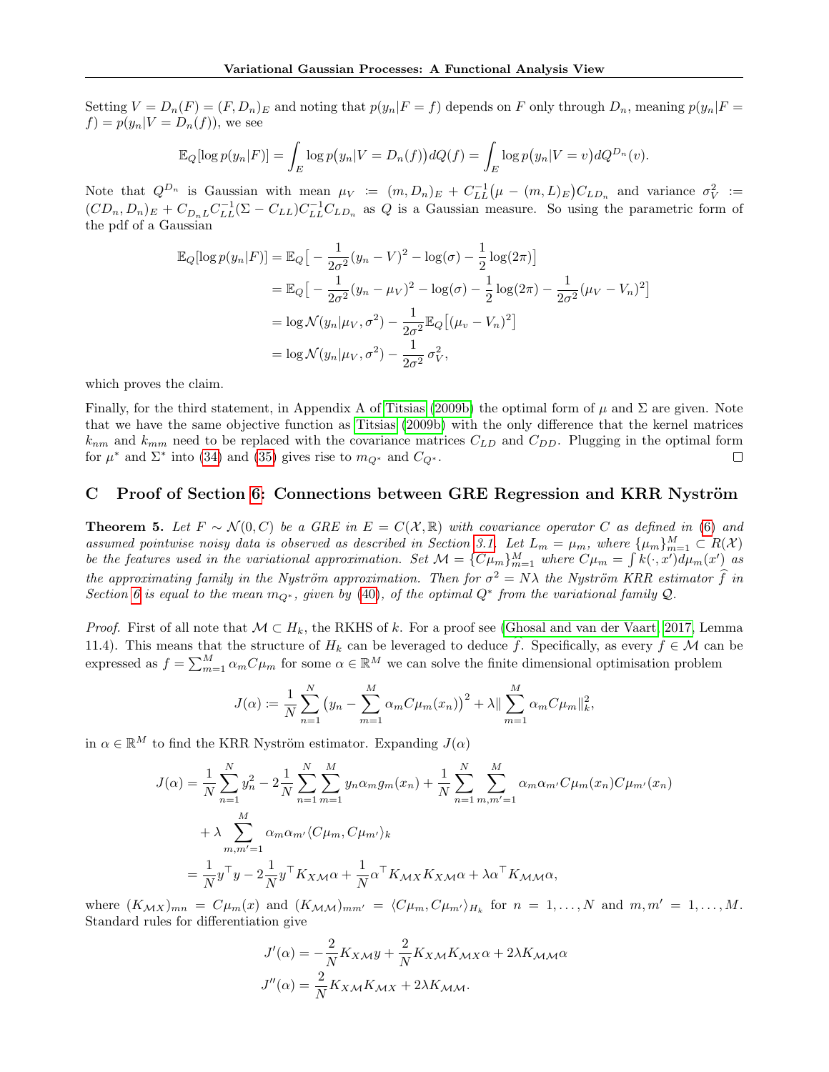Setting $V = D_n(F) = (F, D_n)_E$ and noting that $p(y_n|F = f)$ depends on $F$ only through $D_n$, meaning $p(y_n|F = f) = p(y_n|V = D_n(f))$, we see

$$\mathbb{E}_Q[\log p(y_n|F)] = \int_E \log p\big(y_n|V = D_n(f)\big)dQ(f) = \int_E \log p\big(y_n|V = v\big)dQ^{D_n}(v).$$

Note that $Q^{D_n}$ is Gaussian with mean $\mu_V := (m, D_n)_E + C_{LL}^{-1}\big(\mu - (m, L)_E\big)C_{LD_n}$ and variance $\sigma_V^2 := (CD_n, D_n)_E + C_{D_nL}C_{LL}^{-1}(\Sigma - C_{LL})C_{LL}^{-1}C_{LD_n}$ as $Q$ is a Gaussian measure. So using the parametric form of the pdf of a Gaussian

$$\begin{aligned}
\mathbb{E}_Q[\log p(y_n|F)] &= \mathbb{E}_Q\big[-\frac{1}{2\sigma^2}(y_n - V)^2 - \log(\sigma) - \frac{1}{2}\log(2\pi)\big] \\
&= \mathbb{E}_Q\big[-\frac{1}{2\sigma^2}(y_n - \mu_V)^2 - \log(\sigma) - \frac{1}{2}\log(2\pi) - \frac{1}{2\sigma^2}(\mu_V - V_n)^2\big] \\
&= \log\mathcal{N}(y_n|\mu_V, \sigma^2) - \frac{1}{2\sigma^2}\mathbb{E}_Q\big[(\mu_v - V_n)^2\big] \\
&= \log\mathcal{N}(y_n|\mu_V, \sigma^2) - \frac{1}{2\sigma^2}\,\sigma_V^2,
\end{aligned}$$

which proves the claim.

Finally, for the third statement, in Appendix A of Titsias (2009b) the optimal form of $\mu$ and $\Sigma$ are given. Note that we have the same objective function as Titsias (2009b) with the only difference that the kernel matrices $k_{nm}$ and $k_{mm}$ need to be replaced with the covariance matrices $C_{LD}$ and $C_{DD}$. Plugging in the optimal form for $\mu^*$ and $\Sigma^*$ into (34) and (35) gives rise to $m_{Q^*}$ and $C_{Q^*}$. □

## C Proof of Section 6: Connections between GRE Regression and KRR Nyström

**Theorem 5.** *Let $F \sim \mathcal{N}(0, C)$ be a GRE in $E = C(\mathcal{X}, \mathbb{R})$ with covariance operator $C$ as defined in (6) and assumed pointwise noisy data is observed as described in Section 3.1. Let $L_m = \mu_m$, where $\{\mu_m\}_{m=1}^M \subset R(\mathcal{X})$ be the features used in the variational approximation. Set $\mathcal{M} = \{C\mu_m\}_{m=1}^M$ where $C\mu_m = \int k(\cdot, x')d\mu_m(x')$ as the approximating family in the Nyström approximation. Then for $\sigma^2 = N\lambda$ the Nyström KRR estimator $\widehat{f}$ in Section 6 is equal to the mean $m_{Q^*}$, given by (40), of the optimal $Q^*$ from the variational family $\mathcal{Q}$.*

*Proof.* First of all note that $\mathcal{M} \subset H_k$, the RKHS of $k$. For a proof see (Ghosal and van der Vaart, 2017, Lemma 11.4). This means that the structure of $H_k$ can be leveraged to deduce $\widehat{f}$. Specifically, as every $f \in \mathcal{M}$ can be expressed as $f = \sum_{m=1}^M \alpha_m C\mu_m$ for some $\alpha \in \mathbb{R}^M$ we can solve the finite dimensional optimisation problem

$$J(\alpha) := \frac{1}{N}\sum_{n=1}^N \big(y_n - \sum_{m=1}^M \alpha_m C\mu_m(x_n)\big)^2 + \lambda\|\sum_{m=1}^M \alpha_m C\mu_m\|_k^2,$$

in $\alpha \in \mathbb{R}^M$ to find the KRR Nyström estimator. Expanding $J(\alpha)$

$$\begin{aligned}
J(\alpha) &= \frac{1}{N}\sum_{n=1}^N y_n^2 - 2\frac{1}{N}\sum_{n=1}^N\sum_{m=1}^M y_n\alpha_m g_m(x_n) + \frac{1}{N}\sum_{n=1}^N\sum_{m,m'=1}^M \alpha_m\alpha_{m'}C\mu_m(x_n)C\mu_{m'}(x_n) \\
&\quad + \lambda\sum_{m,m'=1}^M \alpha_m\alpha_{m'}\langle C\mu_m, C\mu_{m'}\rangle_k \\
&= \frac{1}{N}y^\top y - 2\frac{1}{N}y^\top K_{X\mathcal{M}}\alpha + \frac{1}{N}\alpha^\top K_{\mathcal{M}X}K_{X\mathcal{M}}\alpha + \lambda\alpha^\top K_{\mathcal{M}\mathcal{M}}\alpha,
\end{aligned}$$

where $(K_{\mathcal{M}X})_{mn} = C\mu_m(x)$ and $(K_{\mathcal{M}\mathcal{M}})_{mm'} = \langle C\mu_m, C\mu_{m'}\rangle_{H_k}$ for $n = 1, \dots, N$ and $m, m' = 1, \dots, M$. Standard rules for differentiation give

$$\begin{aligned}
J'(\alpha) &= -\frac{2}{N}K_{X\mathcal{M}}y + \frac{2}{N}K_{X\mathcal{M}}K_{\mathcal{M}X}\alpha + 2\lambda K_{\mathcal{M}\mathcal{M}}\alpha \\
J''(\alpha) &= \frac{2}{N}K_{X\mathcal{M}}K_{\mathcal{M}X} + 2\lambda K_{\mathcal{M}\mathcal{M}}.
\end{aligned}$$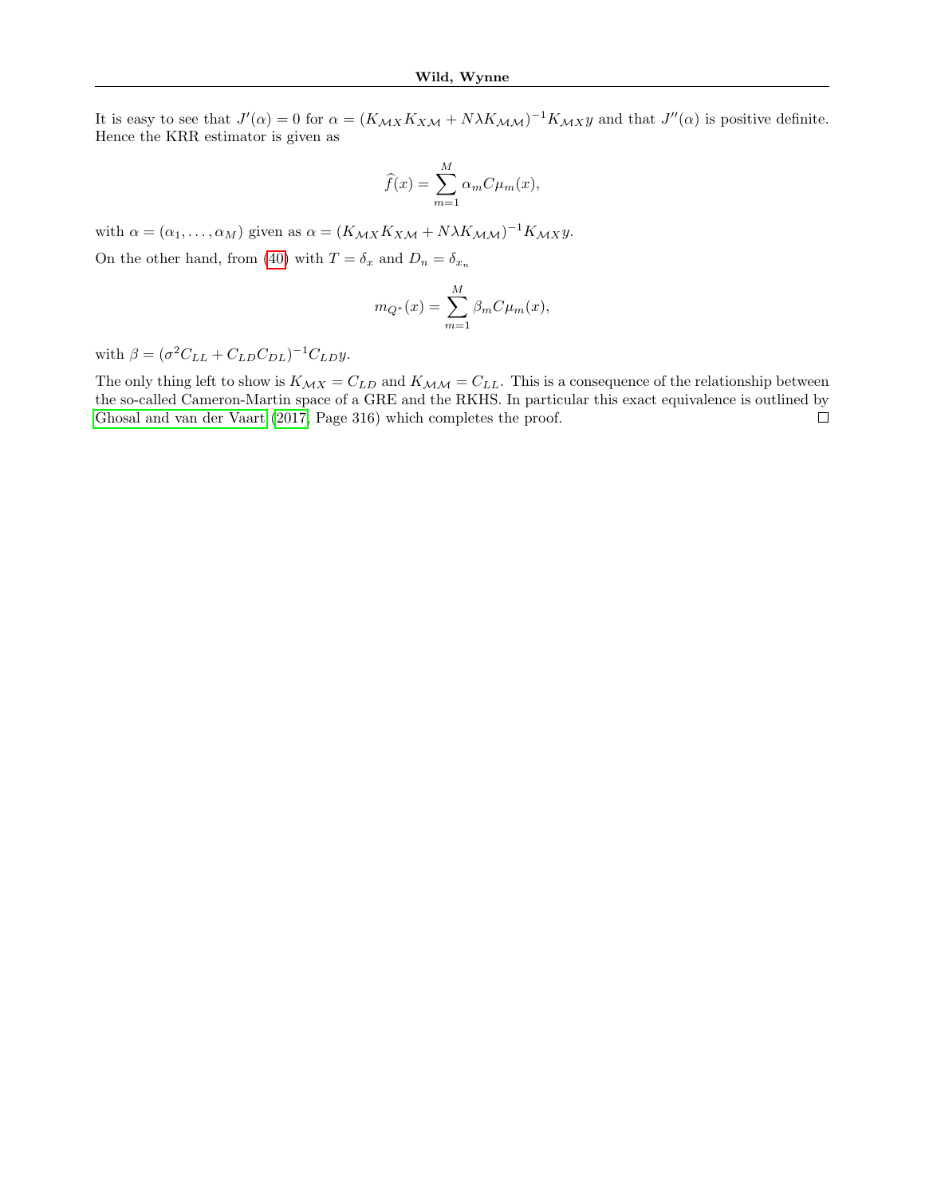It is easy to see that $J'(\alpha) = 0$ for $\alpha = (K_{\mathcal{M}X}K_{X\mathcal{M}} + N\lambda K_{\mathcal{M}\mathcal{M}})^{-1}K_{\mathcal{M}X}y$ and that $J''(\alpha)$ is positive definite. Hence the KRR estimator is given as

$$\widehat{f}(x) = \sum_{m=1}^{M} \alpha_m C\mu_m(x),$$

with $\alpha = (\alpha_1, \ldots, \alpha_M)$ given as $\alpha = (K_{\mathcal{M}X}K_{X\mathcal{M}} + N\lambda K_{\mathcal{M}\mathcal{M}})^{-1}K_{\mathcal{M}X}y$.

On the other hand, from (40) with $T = \delta_x$ and $D_n = \delta_{x_n}$

$$m_{Q^*}(x) = \sum_{m=1}^{M} \beta_m C\mu_m(x),$$

with $\beta = (\sigma^2 C_{LL} + C_{LD}C_{DL})^{-1}C_{LD}y$.

The only thing left to show is $K_{\mathcal{M}X} = C_{LD}$ and $K_{\mathcal{M}\mathcal{M}} = C_{LL}$. This is a consequence of the relationship between the so-called Cameron-Martin space of a GRE and the RKHS. In particular this exact equivalence is outlined by Ghosal and van der Vaart (2017, Page 316) which completes the proof. □